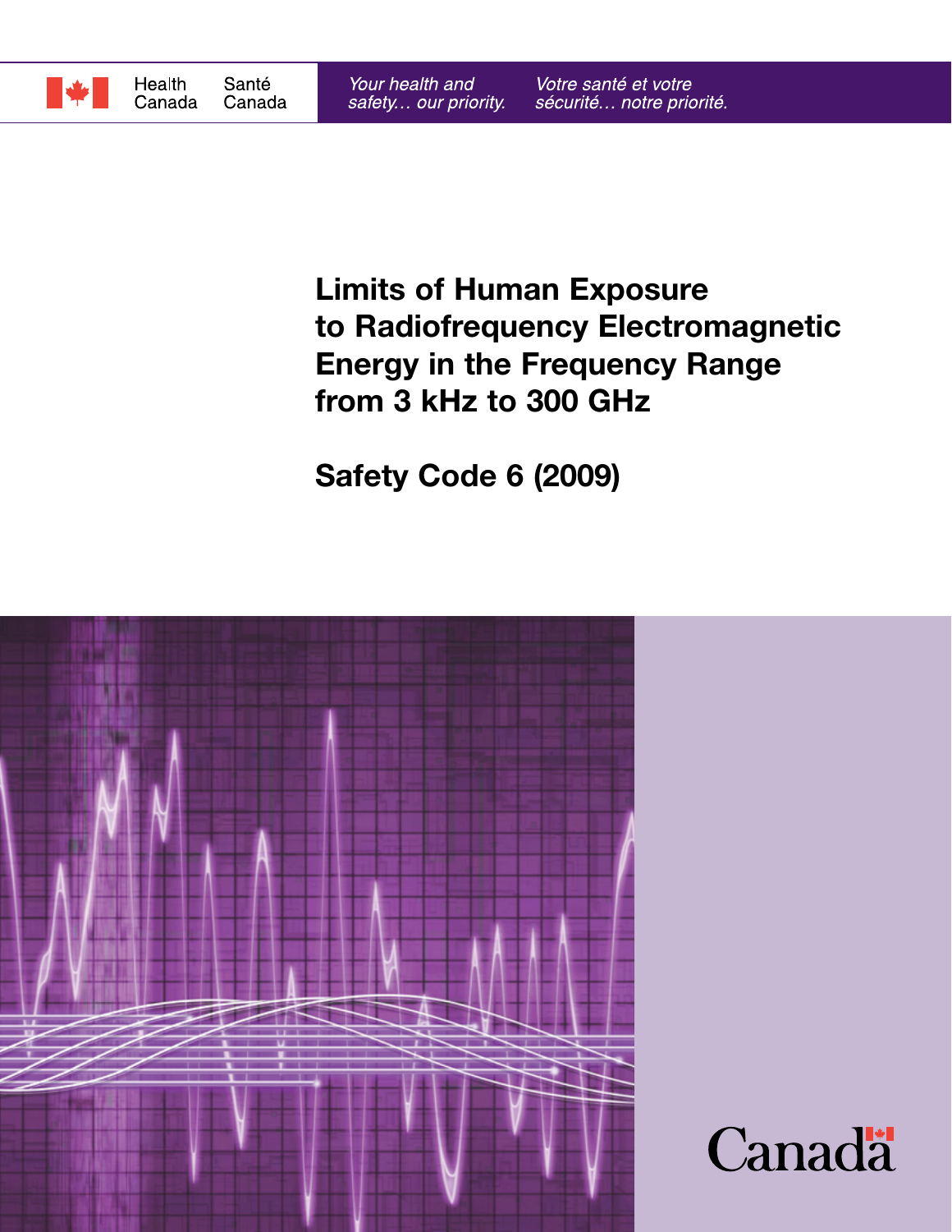Health Canada Santé Canada

*Your health and safety… our priority.* *Votre santé et votre sécurité… notre priorité.*

# Limits of Human Exposure to Radiofrequency Electromagnetic Energy in the Frequency Range from 3 kHz to 300 GHz

## Safety Code 6 (2009)

Canada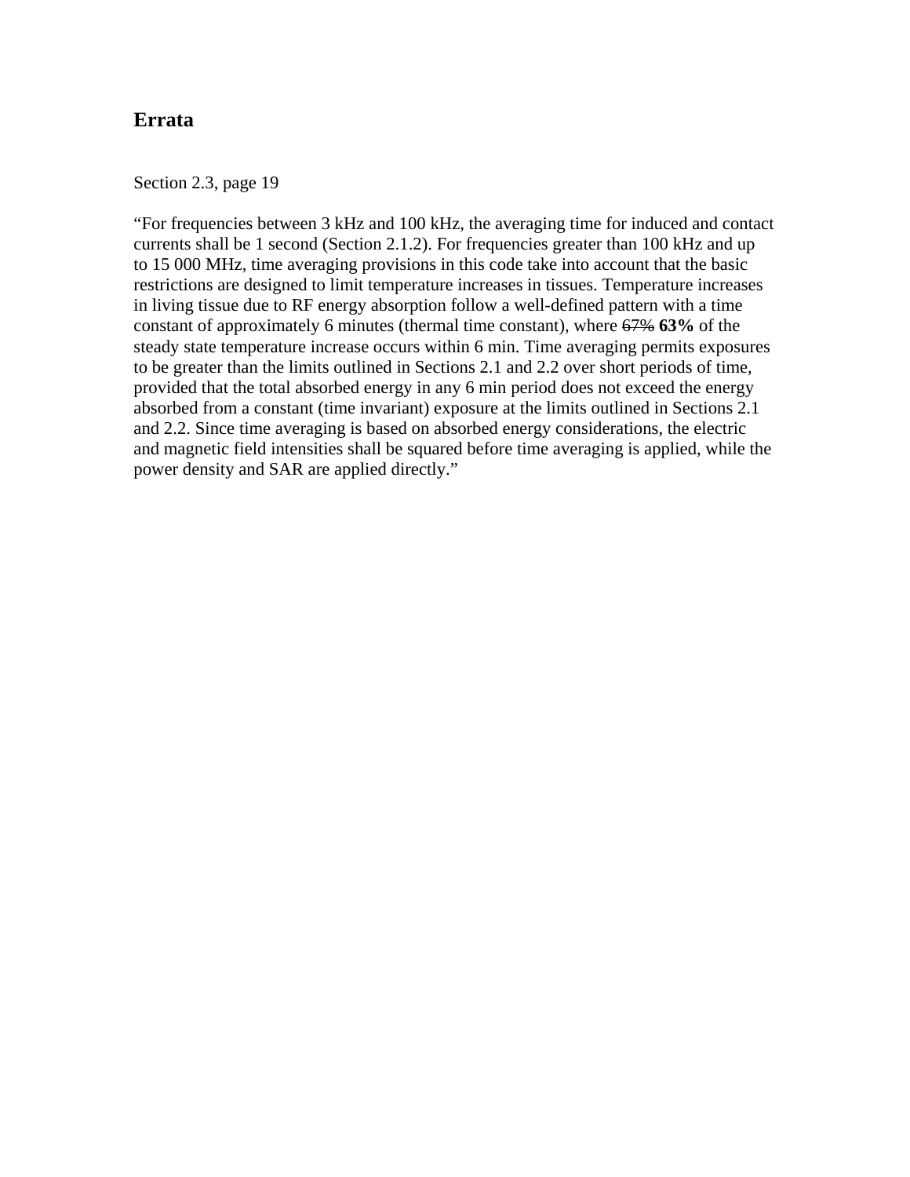## Errata

Section 2.3, page 19

"For frequencies between 3 kHz and 100 kHz, the averaging time for induced and contact currents shall be 1 second (Section 2.1.2). For frequencies greater than 100 kHz and up to 15 000 MHz, time averaging provisions in this code take into account that the basic restrictions are designed to limit temperature increases in tissues. Temperature increases in living tissue due to RF energy absorption follow a well-defined pattern with a time constant of approximately 6 minutes (thermal time constant), where ~~67%~~ **63%** of the steady state temperature increase occurs within 6 min. Time averaging permits exposures to be greater than the limits outlined in Sections 2.1 and 2.2 over short periods of time, provided that the total absorbed energy in any 6 min period does not exceed the energy absorbed from a constant (time invariant) exposure at the limits outlined in Sections 2.1 and 2.2. Since time averaging is based on absorbed energy considerations, the electric and magnetic field intensities shall be squared before time averaging is applied, while the power density and SAR are applied directly."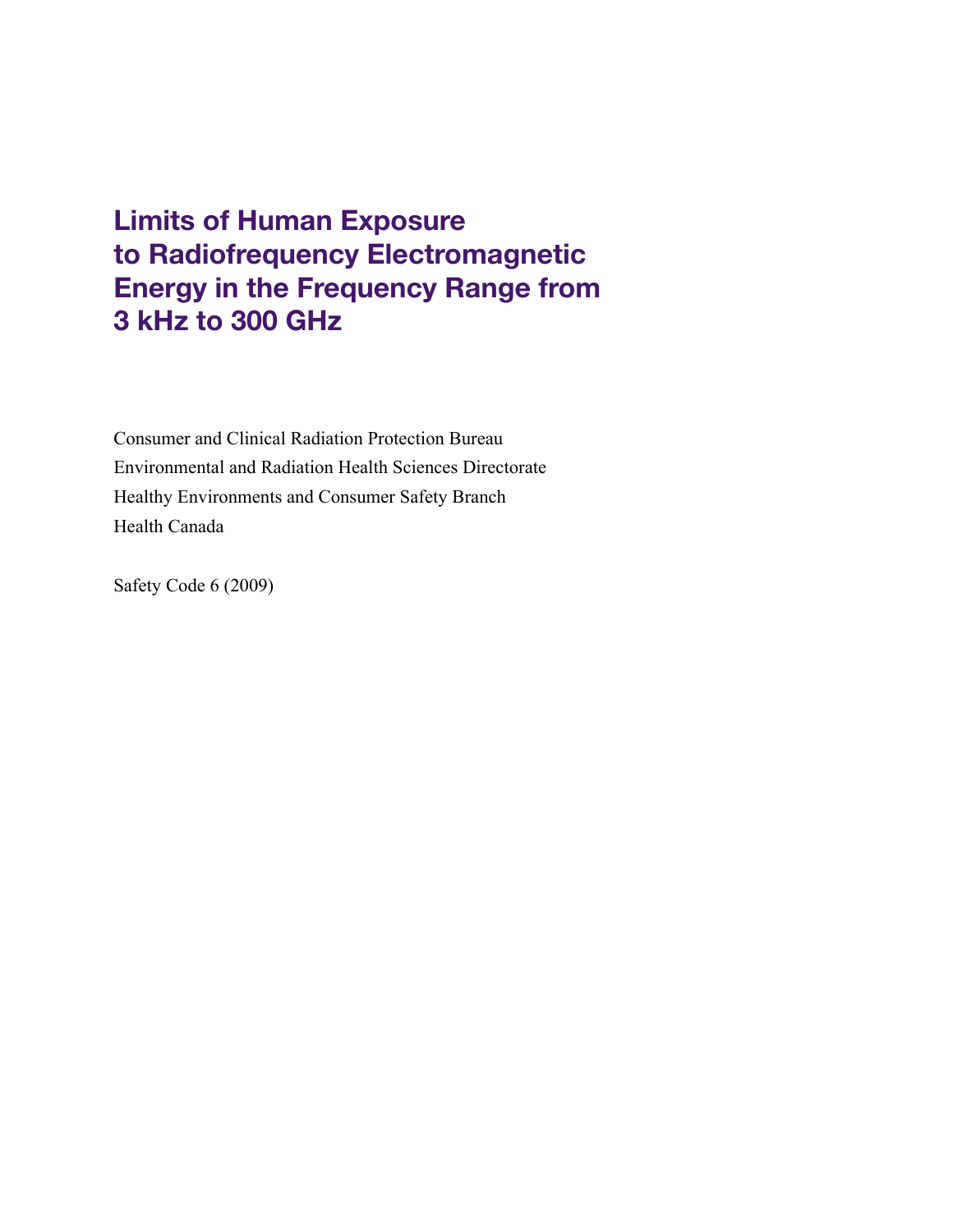# Limits of Human Exposure to Radiofrequency Electromagnetic Energy in the Frequency Range from 3 kHz to 300 GHz

Consumer and Clinical Radiation Protection Bureau
Environmental and Radiation Health Sciences Directorate
Healthy Environments and Consumer Safety Branch
Health Canada

Safety Code 6 (2009)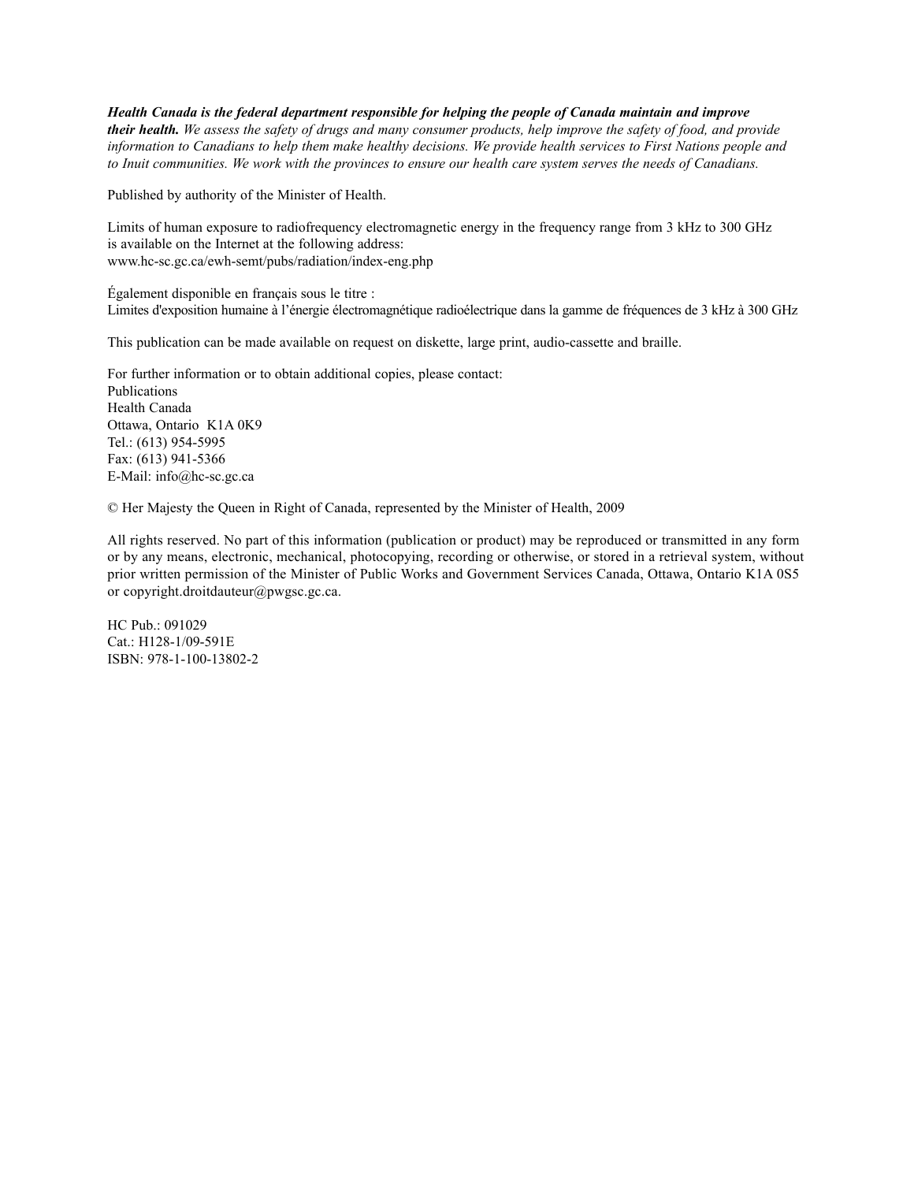***Health Canada is the federal department responsible for helping the people of Canada maintain and improve their health.*** *We assess the safety of drugs and many consumer products, help improve the safety of food, and provide information to Canadians to help them make healthy decisions. We provide health services to First Nations people and to Inuit communities. We work with the provinces to ensure our health care system serves the needs of Canadians.*

Published by authority of the Minister of Health.

Limits of human exposure to radiofrequency electromagnetic energy in the frequency range from 3 kHz to 300 GHz is available on the Internet at the following address:
www.hc-sc.gc.ca/ewh-semt/pubs/radiation/index-eng.php

Également disponible en français sous le titre :
Limites d'exposition humaine à l'énergie électromagnétique radioélectrique dans la gamme de fréquences de 3 kHz à 300 GHz

This publication can be made available on request on diskette, large print, audio-cassette and braille.

For further information or to obtain additional copies, please contact:
Publications
Health Canada
Ottawa, Ontario K1A 0K9
Tel.: (613) 954-5995
Fax: (613) 941-5366
E-Mail: info@hc-sc.gc.ca

© Her Majesty the Queen in Right of Canada, represented by the Minister of Health, 2009

All rights reserved. No part of this information (publication or product) may be reproduced or transmitted in any form or by any means, electronic, mechanical, photocopying, recording or otherwise, or stored in a retrieval system, without prior written permission of the Minister of Public Works and Government Services Canada, Ottawa, Ontario K1A 0S5 or copyright.droitdauteur@pwgsc.gc.ca.

HC Pub.: 091029
Cat.: H128-1/09-591E
ISBN: 978-1-100-13802-2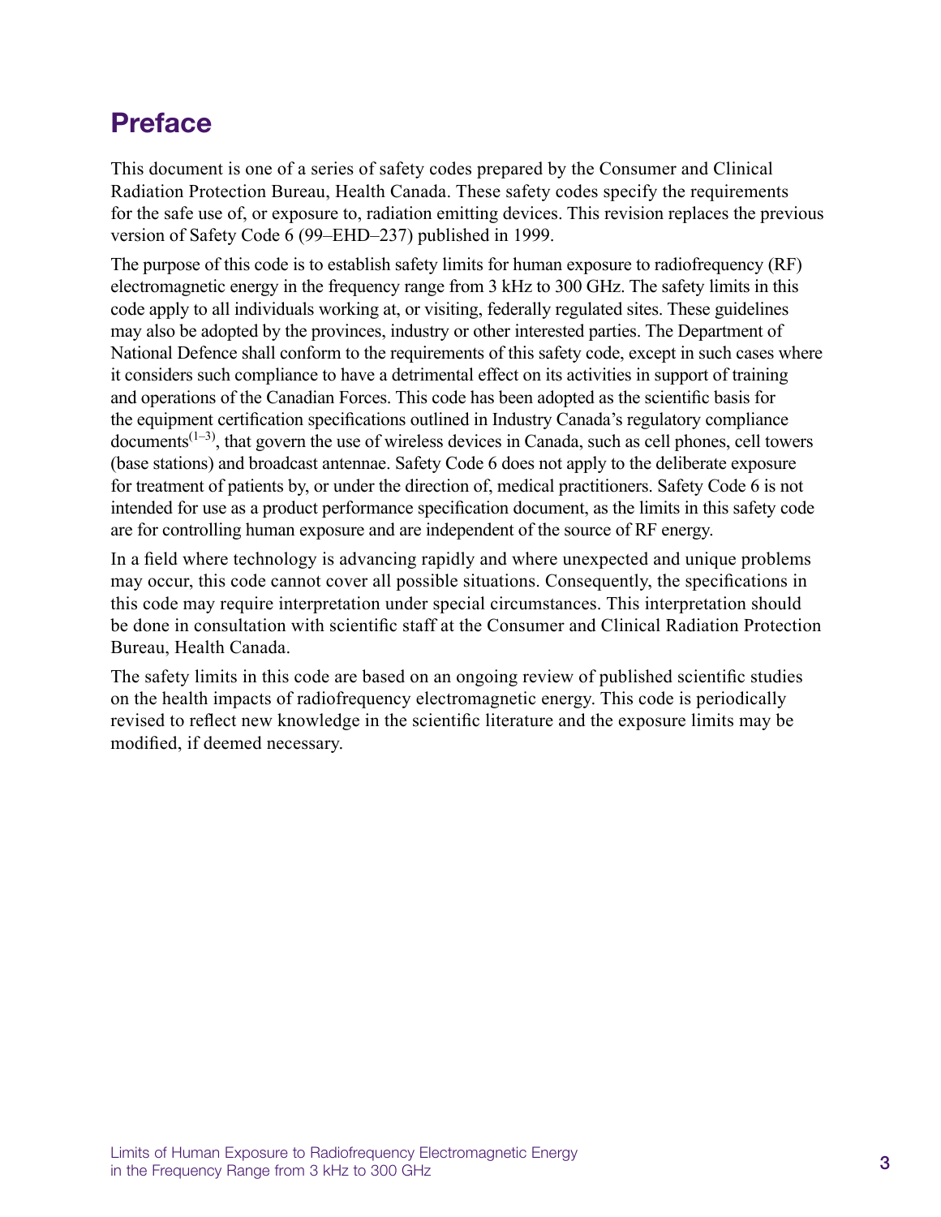# Preface

This document is one of a series of safety codes prepared by the Consumer and Clinical Radiation Protection Bureau, Health Canada. These safety codes specify the requirements for the safe use of, or exposure to, radiation emitting devices. This revision replaces the previous version of Safety Code 6 (99–EHD–237) published in 1999.

The purpose of this code is to establish safety limits for human exposure to radiofrequency (RF) electromagnetic energy in the frequency range from 3 kHz to 300 GHz. The safety limits in this code apply to all individuals working at, or visiting, federally regulated sites. These guidelines may also be adopted by the provinces, industry or other interested parties. The Department of National Defence shall conform to the requirements of this safety code, except in such cases where it considers such compliance to have a detrimental effect on its activities in support of training and operations of the Canadian Forces. This code has been adopted as the scientific basis for the equipment certification specifications outlined in Industry Canada's regulatory compliance documents[1–3], that govern the use of wireless devices in Canada, such as cell phones, cell towers (base stations) and broadcast antennae. Safety Code 6 does not apply to the deliberate exposure for treatment of patients by, or under the direction of, medical practitioners. Safety Code 6 is not intended for use as a product performance specification document, as the limits in this safety code are for controlling human exposure and are independent of the source of RF energy.

In a field where technology is advancing rapidly and where unexpected and unique problems may occur, this code cannot cover all possible situations. Consequently, the specifications in this code may require interpretation under special circumstances. This interpretation should be done in consultation with scientific staff at the Consumer and Clinical Radiation Protection Bureau, Health Canada.

The safety limits in this code are based on an ongoing review of published scientific studies on the health impacts of radiofrequency electromagnetic energy. This code is periodically revised to reflect new knowledge in the scientific literature and the exposure limits may be modified, if deemed necessary.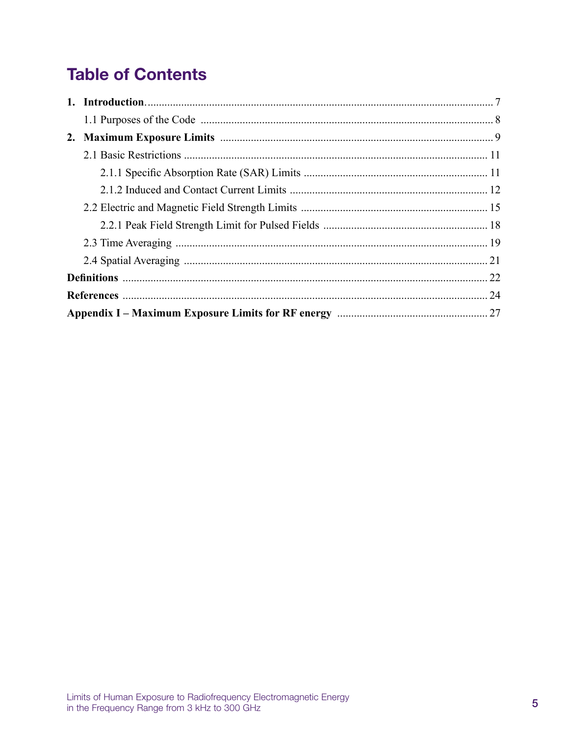# Table of Contents

**1. Introduction** ........................................................................................................................ 7

1.1 Purposes of the Code ........................................................................................................ 8

**2. Maximum Exposure Limits** ............................................................................................... 9

2.1 Basic Restrictions ............................................................................................................ 11

2.1.1 Specific Absorption Rate (SAR) Limits ................................................................. 11

2.1.2 Induced and Contact Current Limits ...................................................................... 12

2.2 Electric and Magnetic Field Strength Limits .................................................................. 15

2.2.1 Peak Field Strength Limit for Pulsed Fields .......................................................... 18

2.3 Time Averaging ............................................................................................................... 19

2.4 Spatial Averaging ............................................................................................................ 21

**Definitions** .............................................................................................................................. 22

**References** .............................................................................................................................. 24

**Appendix I – Maximum Exposure Limits for RF energy** ..................................................... 27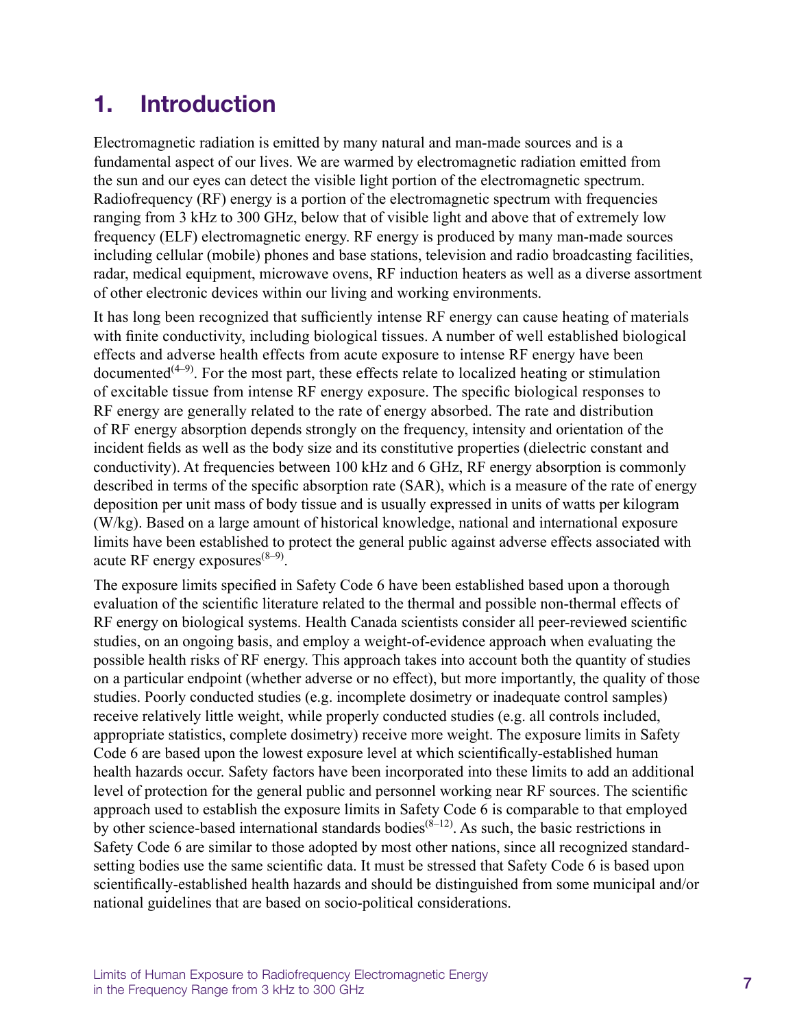# 1. Introduction

Electromagnetic radiation is emitted by many natural and man-made sources and is a fundamental aspect of our lives. We are warmed by electromagnetic radiation emitted from the sun and our eyes can detect the visible light portion of the electromagnetic spectrum. Radiofrequency (RF) energy is a portion of the electromagnetic spectrum with frequencies ranging from 3 kHz to 300 GHz, below that of visible light and above that of extremely low frequency (ELF) electromagnetic energy. RF energy is produced by many man-made sources including cellular (mobile) phones and base stations, television and radio broadcasting facilities, radar, medical equipment, microwave ovens, RF induction heaters as well as a diverse assortment of other electronic devices within our living and working environments.

It has long been recognized that sufficiently intense RF energy can cause heating of materials with finite conductivity, including biological tissues. A number of well established biological effects and adverse health effects from acute exposure to intense RF energy have been documented[4–9]. For the most part, these effects relate to localized heating or stimulation of excitable tissue from intense RF energy exposure. The specific biological responses to RF energy are generally related to the rate of energy absorbed. The rate and distribution of RF energy absorption depends strongly on the frequency, intensity and orientation of the incident fields as well as the body size and its constitutive properties (dielectric constant and conductivity). At frequencies between 100 kHz and 6 GHz, RF energy absorption is commonly described in terms of the specific absorption rate (SAR), which is a measure of the rate of energy deposition per unit mass of body tissue and is usually expressed in units of watts per kilogram (W/kg). Based on a large amount of historical knowledge, national and international exposure limits have been established to protect the general public against adverse effects associated with acute RF energy exposures[8–9].

The exposure limits specified in Safety Code 6 have been established based upon a thorough evaluation of the scientific literature related to the thermal and possible non-thermal effects of RF energy on biological systems. Health Canada scientists consider all peer-reviewed scientific studies, on an ongoing basis, and employ a weight-of-evidence approach when evaluating the possible health risks of RF energy. This approach takes into account both the quantity of studies on a particular endpoint (whether adverse or no effect), but more importantly, the quality of those studies. Poorly conducted studies (e.g. incomplete dosimetry or inadequate control samples) receive relatively little weight, while properly conducted studies (e.g. all controls included, appropriate statistics, complete dosimetry) receive more weight. The exposure limits in Safety Code 6 are based upon the lowest exposure level at which scientifically-established human health hazards occur. Safety factors have been incorporated into these limits to add an additional level of protection for the general public and personnel working near RF sources. The scientific approach used to establish the exposure limits in Safety Code 6 is comparable to that employed by other science-based international standards bodies[8–12]. As such, the basic restrictions in Safety Code 6 are similar to those adopted by most other nations, since all recognized standard-setting bodies use the same scientific data. It must be stressed that Safety Code 6 is based upon scientifically-established health hazards and should be distinguished from some municipal and/or national guidelines that are based on socio-political considerations.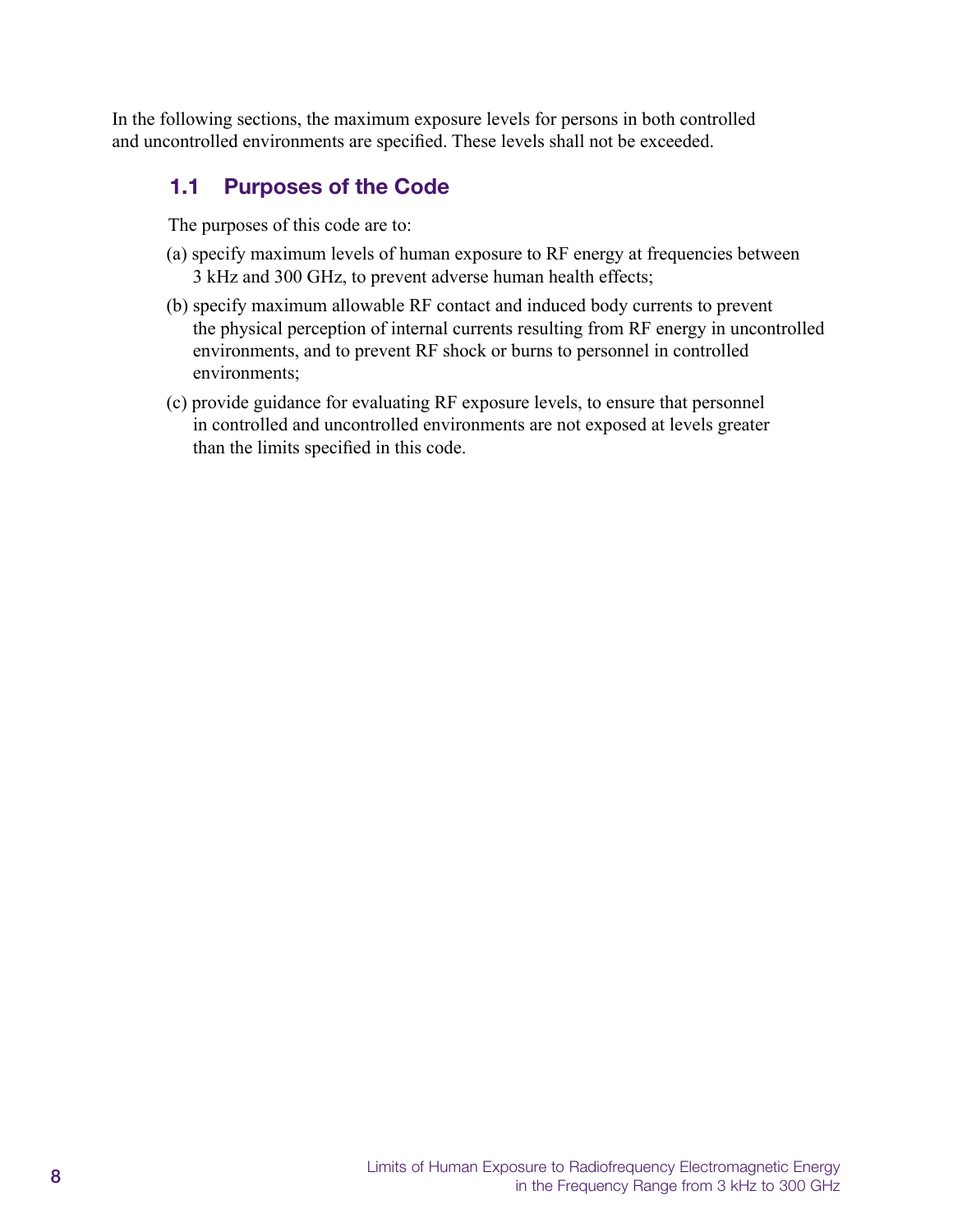In the following sections, the maximum exposure levels for persons in both controlled and uncontrolled environments are specified. These levels shall not be exceeded.

## 1.1 Purposes of the Code

The purposes of this code are to:

(a) specify maximum levels of human exposure to RF energy at frequencies between 3 kHz and 300 GHz, to prevent adverse human health effects;

(b) specify maximum allowable RF contact and induced body currents to prevent the physical perception of internal currents resulting from RF energy in uncontrolled environments, and to prevent RF shock or burns to personnel in controlled environments;

(c) provide guidance for evaluating RF exposure levels, to ensure that personnel in controlled and uncontrolled environments are not exposed at levels greater than the limits specified in this code.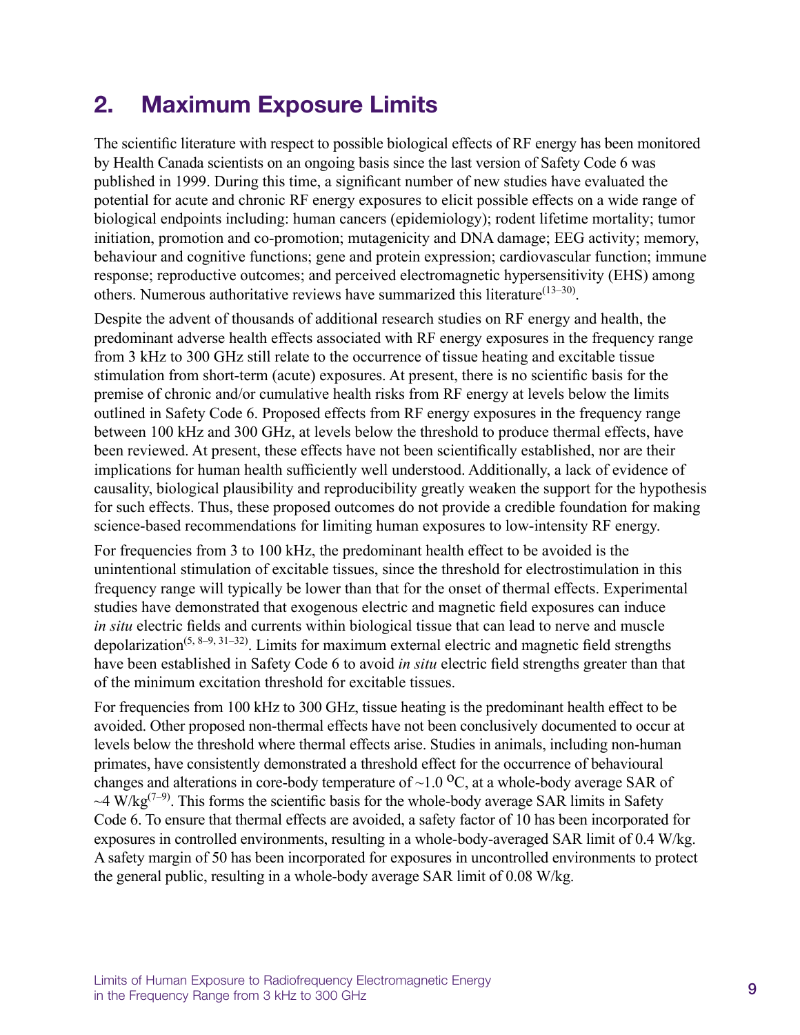## 2. Maximum Exposure Limits

The scientific literature with respect to possible biological effects of RF energy has been monitored by Health Canada scientists on an ongoing basis since the last version of Safety Code 6 was published in 1999. During this time, a significant number of new studies have evaluated the potential for acute and chronic RF energy exposures to elicit possible effects on a wide range of biological endpoints including: human cancers (epidemiology); rodent lifetime mortality; tumor initiation, promotion and co-promotion; mutagenicity and DNA damage; EEG activity; memory, behaviour and cognitive functions; gene and protein expression; cardiovascular function; immune response; reproductive outcomes; and perceived electromagnetic hypersensitivity (EHS) among others. Numerous authoritative reviews have summarized this literature[13–30].

Despite the advent of thousands of additional research studies on RF energy and health, the predominant adverse health effects associated with RF energy exposures in the frequency range from 3 kHz to 300 GHz still relate to the occurrence of tissue heating and excitable tissue stimulation from short-term (acute) exposures. At present, there is no scientific basis for the premise of chronic and/or cumulative health risks from RF energy at levels below the limits outlined in Safety Code 6. Proposed effects from RF energy exposures in the frequency range between 100 kHz and 300 GHz, at levels below the threshold to produce thermal effects, have been reviewed. At present, these effects have not been scientifically established, nor are their implications for human health sufficiently well understood. Additionally, a lack of evidence of causality, biological plausibility and reproducibility greatly weaken the support for the hypothesis for such effects. Thus, these proposed outcomes do not provide a credible foundation for making science-based recommendations for limiting human exposures to low-intensity RF energy.

For frequencies from 3 to 100 kHz, the predominant health effect to be avoided is the unintentional stimulation of excitable tissues, since the threshold for electrostimulation in this frequency range will typically be lower than that for the onset of thermal effects. Experimental studies have demonstrated that exogenous electric and magnetic field exposures can induce *in situ* electric fields and currents within biological tissue that can lead to nerve and muscle depolarization[5, 8–9, 31–32]. Limits for maximum external electric and magnetic field strengths have been established in Safety Code 6 to avoid *in situ* electric field strengths greater than that of the minimum excitation threshold for excitable tissues.

For frequencies from 100 kHz to 300 GHz, tissue heating is the predominant health effect to be avoided. Other proposed non-thermal effects have not been conclusively documented to occur at levels below the threshold where thermal effects arise. Studies in animals, including non-human primates, have consistently demonstrated a threshold effect for the occurrence of behavioural changes and alterations in core-body temperature of ~1.0 $^{\text{o}}$C, at a whole-body average SAR of ~4 W/kg[7–9]. This forms the scientific basis for the whole-body average SAR limits in Safety Code 6. To ensure that thermal effects are avoided, a safety factor of 10 has been incorporated for exposures in controlled environments, resulting in a whole-body-averaged SAR limit of 0.4 W/kg. A safety margin of 50 has been incorporated for exposures in uncontrolled environments to protect the general public, resulting in a whole-body average SAR limit of 0.08 W/kg.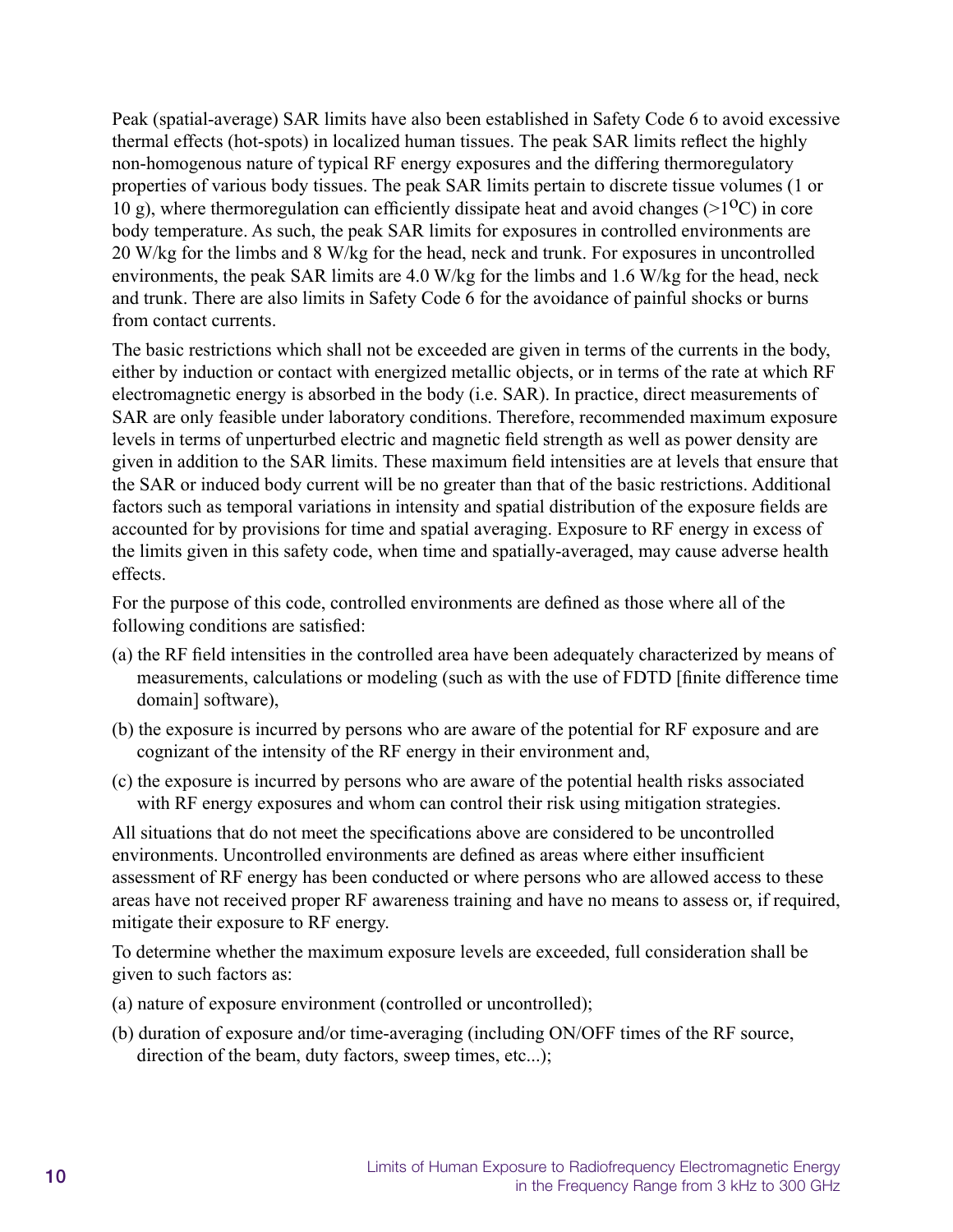Peak (spatial-average) SAR limits have also been established in Safety Code 6 to avoid excessive thermal effects (hot-spots) in localized human tissues. The peak SAR limits reflect the highly non-homogenous nature of typical RF energy exposures and the differing thermoregulatory properties of various body tissues. The peak SAR limits pertain to discrete tissue volumes (1 or 10 g), where thermoregulation can efficiently dissipate heat and avoid changes (>1°C) in core body temperature. As such, the peak SAR limits for exposures in controlled environments are 20 W/kg for the limbs and 8 W/kg for the head, neck and trunk. For exposures in uncontrolled environments, the peak SAR limits are 4.0 W/kg for the limbs and 1.6 W/kg for the head, neck and trunk. There are also limits in Safety Code 6 for the avoidance of painful shocks or burns from contact currents.

The basic restrictions which shall not be exceeded are given in terms of the currents in the body, either by induction or contact with energized metallic objects, or in terms of the rate at which RF electromagnetic energy is absorbed in the body (i.e. SAR). In practice, direct measurements of SAR are only feasible under laboratory conditions. Therefore, recommended maximum exposure levels in terms of unperturbed electric and magnetic field strength as well as power density are given in addition to the SAR limits. These maximum field intensities are at levels that ensure that the SAR or induced body current will be no greater than that of the basic restrictions. Additional factors such as temporal variations in intensity and spatial distribution of the exposure fields are accounted for by provisions for time and spatial averaging. Exposure to RF energy in excess of the limits given in this safety code, when time and spatially-averaged, may cause adverse health effects.

For the purpose of this code, controlled environments are defined as those where all of the following conditions are satisfied:

(a) the RF field intensities in the controlled area have been adequately characterized by means of measurements, calculations or modeling (such as with the use of FDTD [finite difference time domain] software),

(b) the exposure is incurred by persons who are aware of the potential for RF exposure and are cognizant of the intensity of the RF energy in their environment and,

(c) the exposure is incurred by persons who are aware of the potential health risks associated with RF energy exposures and whom can control their risk using mitigation strategies.

All situations that do not meet the specifications above are considered to be uncontrolled environments. Uncontrolled environments are defined as areas where either insufficient assessment of RF energy has been conducted or where persons who are allowed access to these areas have not received proper RF awareness training and have no means to assess or, if required, mitigate their exposure to RF energy.

To determine whether the maximum exposure levels are exceeded, full consideration shall be given to such factors as:

(a) nature of exposure environment (controlled or uncontrolled);

(b) duration of exposure and/or time-averaging (including ON/OFF times of the RF source, direction of the beam, duty factors, sweep times, etc...);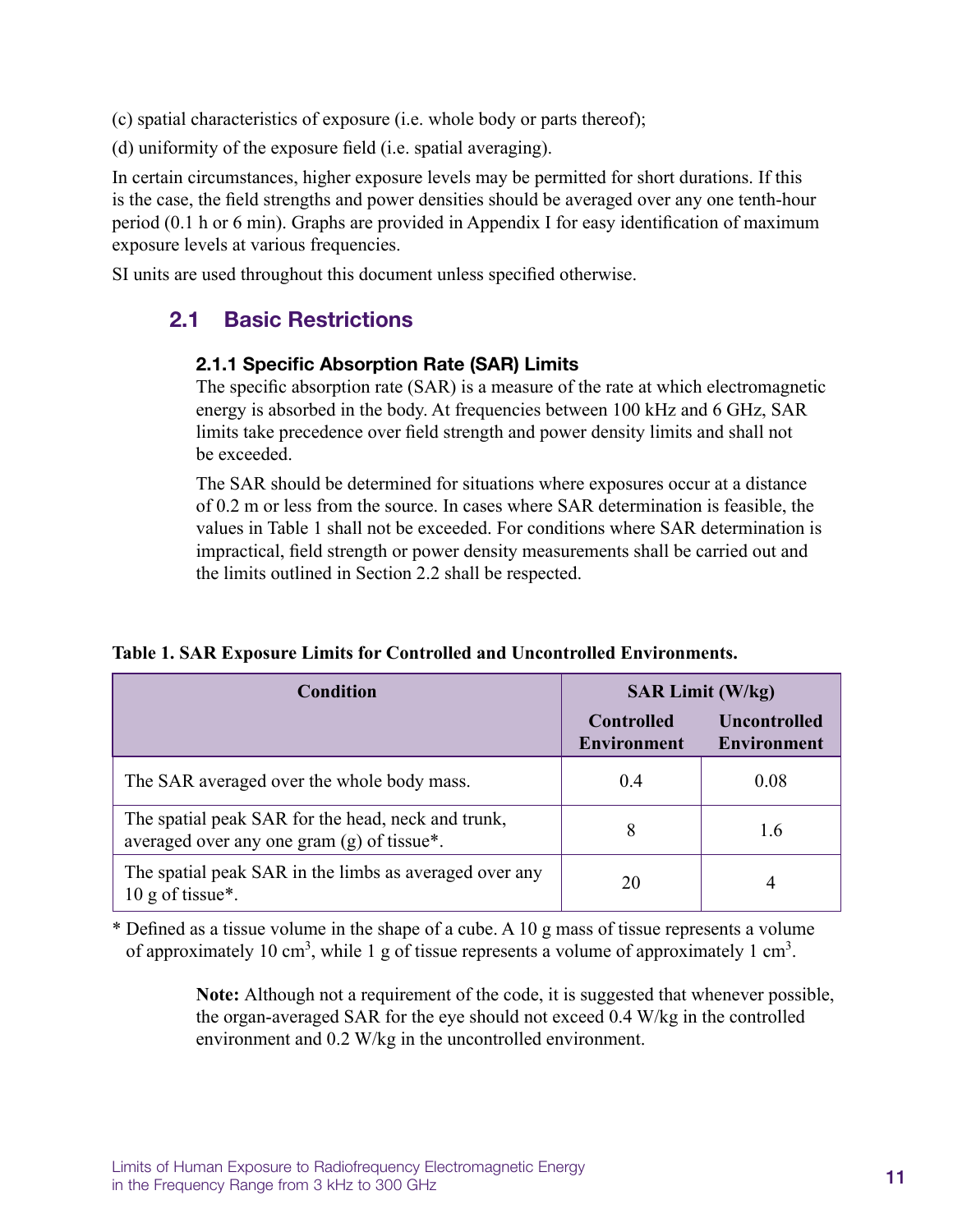(c) spatial characteristics of exposure (i.e. whole body or parts thereof);

(d) uniformity of the exposure field (i.e. spatial averaging).

In certain circumstances, higher exposure levels may be permitted for short durations. If this is the case, the field strengths and power densities should be averaged over any one tenth-hour period (0.1 h or 6 min). Graphs are provided in Appendix I for easy identification of maximum exposure levels at various frequencies.

SI units are used throughout this document unless specified otherwise.

## 2.1 Basic Restrictions

### 2.1.1 Specific Absorption Rate (SAR) Limits

The specific absorption rate (SAR) is a measure of the rate at which electromagnetic energy is absorbed in the body. At frequencies between 100 kHz and 6 GHz, SAR limits take precedence over field strength and power density limits and shall not be exceeded.

The SAR should be determined for situations where exposures occur at a distance of 0.2 m or less from the source. In cases where SAR determination is feasible, the values in Table 1 shall not be exceeded. For conditions where SAR determination is impractical, field strength or power density measurements shall be carried out and the limits outlined in Section 2.2 shall be respected.

**Table 1. SAR Exposure Limits for Controlled and Uncontrolled Environments.**

| Condition | SAR Limit (W/kg) | |
|---|---|---|
| | Controlled Environment | Uncontrolled Environment |
| The SAR averaged over the whole body mass. | 0.4 | 0.08 |
| The spatial peak SAR for the head, neck and trunk, averaged over any one gram (g) of tissue*. | 8 | 1.6 |
| The spatial peak SAR in the limbs as averaged over any 10 g of tissue*. | 20 | 4 |

* Defined as a tissue volume in the shape of a cube. A 10 g mass of tissue represents a volume of approximately 10 $cm^3$, while 1 g of tissue represents a volume of approximately 1 $cm^3$.

**Note:** Although not a requirement of the code, it is suggested that whenever possible, the organ-averaged SAR for the eye should not exceed 0.4 W/kg in the controlled environment and 0.2 W/kg in the uncontrolled environment.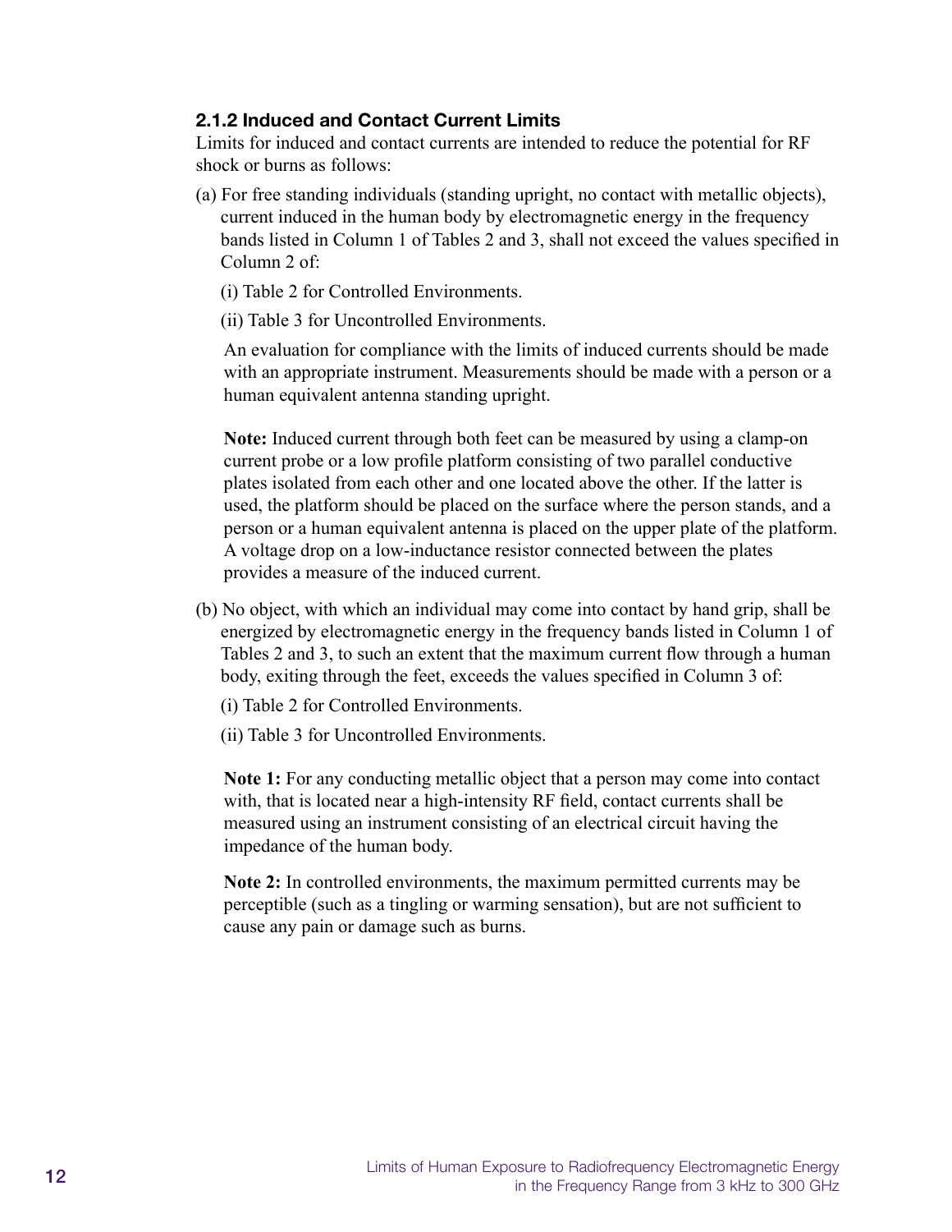### 2.1.2 Induced and Contact Current Limits

Limits for induced and contact currents are intended to reduce the potential for RF shock or burns as follows:

(a) For free standing individuals (standing upright, no contact with metallic objects), current induced in the human body by electromagnetic energy in the frequency bands listed in Column 1 of Tables 2 and 3, shall not exceed the values specified in Column 2 of:

(i) Table 2 for Controlled Environments.

(ii) Table 3 for Uncontrolled Environments.

An evaluation for compliance with the limits of induced currents should be made with an appropriate instrument. Measurements should be made with a person or a human equivalent antenna standing upright.

**Note:** Induced current through both feet can be measured by using a clamp-on current probe or a low profile platform consisting of two parallel conductive plates isolated from each other and one located above the other. If the latter is used, the platform should be placed on the surface where the person stands, and a person or a human equivalent antenna is placed on the upper plate of the platform. A voltage drop on a low-inductance resistor connected between the plates provides a measure of the induced current.

(b) No object, with which an individual may come into contact by hand grip, shall be energized by electromagnetic energy in the frequency bands listed in Column 1 of Tables 2 and 3, to such an extent that the maximum current flow through a human body, exiting through the feet, exceeds the values specified in Column 3 of:

(i) Table 2 for Controlled Environments.

(ii) Table 3 for Uncontrolled Environments.

**Note 1:** For any conducting metallic object that a person may come into contact with, that is located near a high-intensity RF field, contact currents shall be measured using an instrument consisting of an electrical circuit having the impedance of the human body.

**Note 2:** In controlled environments, the maximum permitted currents may be perceptible (such as a tingling or warming sensation), but are not sufficient to cause any pain or damage such as burns.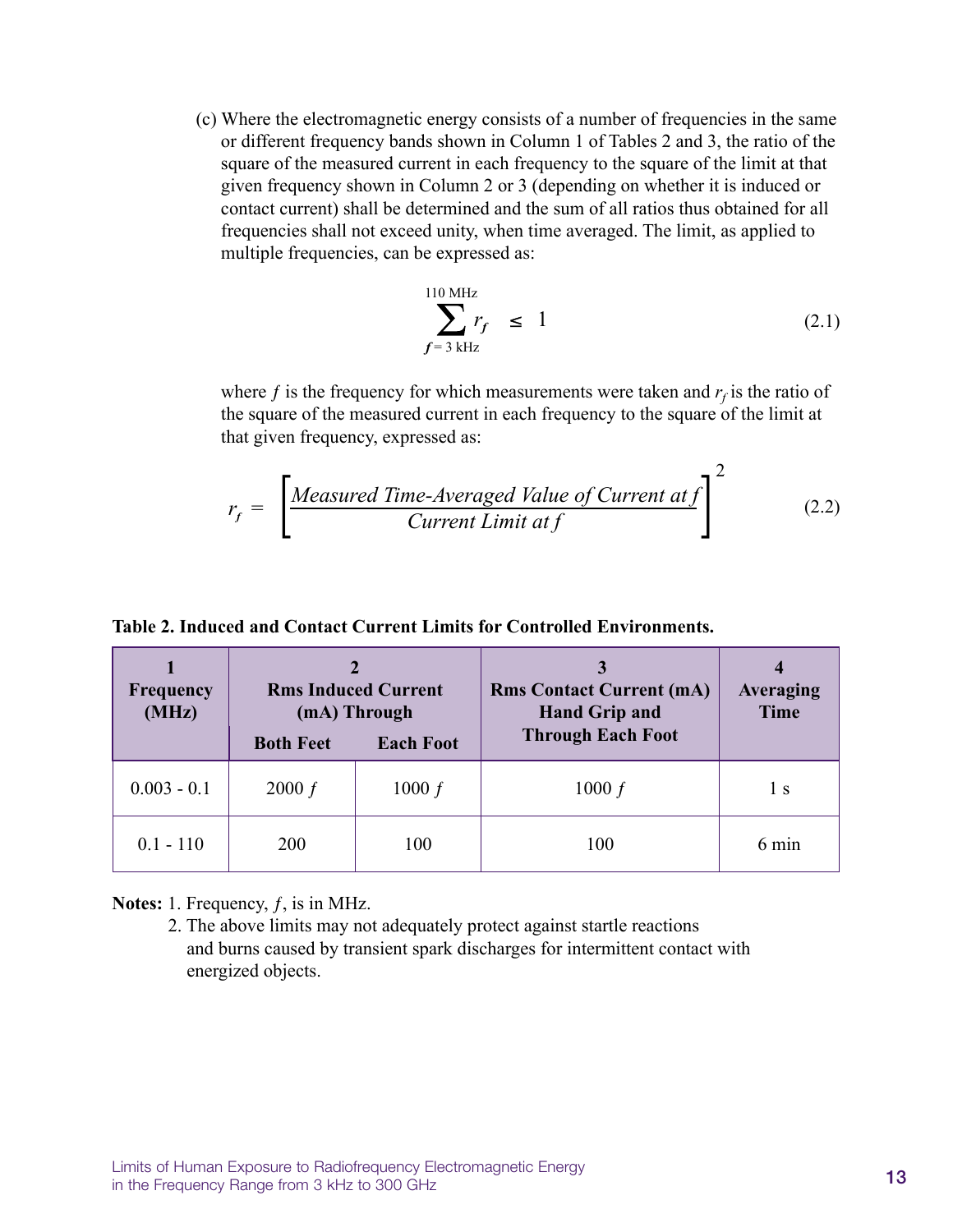(c) Where the electromagnetic energy consists of a number of frequencies in the same or different frequency bands shown in Column 1 of Tables 2 and 3, the ratio of the square of the measured current in each frequency to the square of the limit at that given frequency shown in Column 2 or 3 (depending on whether it is induced or contact current) shall be determined and the sum of all ratios thus obtained for all frequencies shall not exceed unity, when time averaged. The limit, as applied to multiple frequencies, can be expressed as:

$$\sum_{f = 3\text{ kHz}}^{110\text{ MHz}} r_f \leq 1 \tag{2.1}$$

where $f$ is the frequency for which measurements were taken and $r_f$ is the ratio of the square of the measured current in each frequency to the square of the limit at that given frequency, expressed as:

$$r_f = \left[\frac{\textit{Measured Time-Averaged Value of Current at } f}{\textit{Current Limit at } f}\right]^2 \tag{2.2}$$

**Table 2. Induced and Contact Current Limits for Controlled Environments.**

| 1<br>Frequency (MHz) | 2<br>Rms Induced Current (mA) Through | | 3<br>Rms Contact Current (mA) Hand Grip and Through Each Foot | 4<br>Averaging Time |
|---|---|---|---|---|
| | Both Feet | Each Foot | | |
| 0.003 - 0.1 | 2000 $f$ | 1000 $f$ | 1000 $f$ | 1 s |
| 0.1 - 110 | 200 | 100 | 100 | 6 min |

**Notes:** 1. Frequency, $f$, is in MHz.

2. The above limits may not adequately protect against startle reactions and burns caused by transient spark discharges for intermittent contact with energized objects.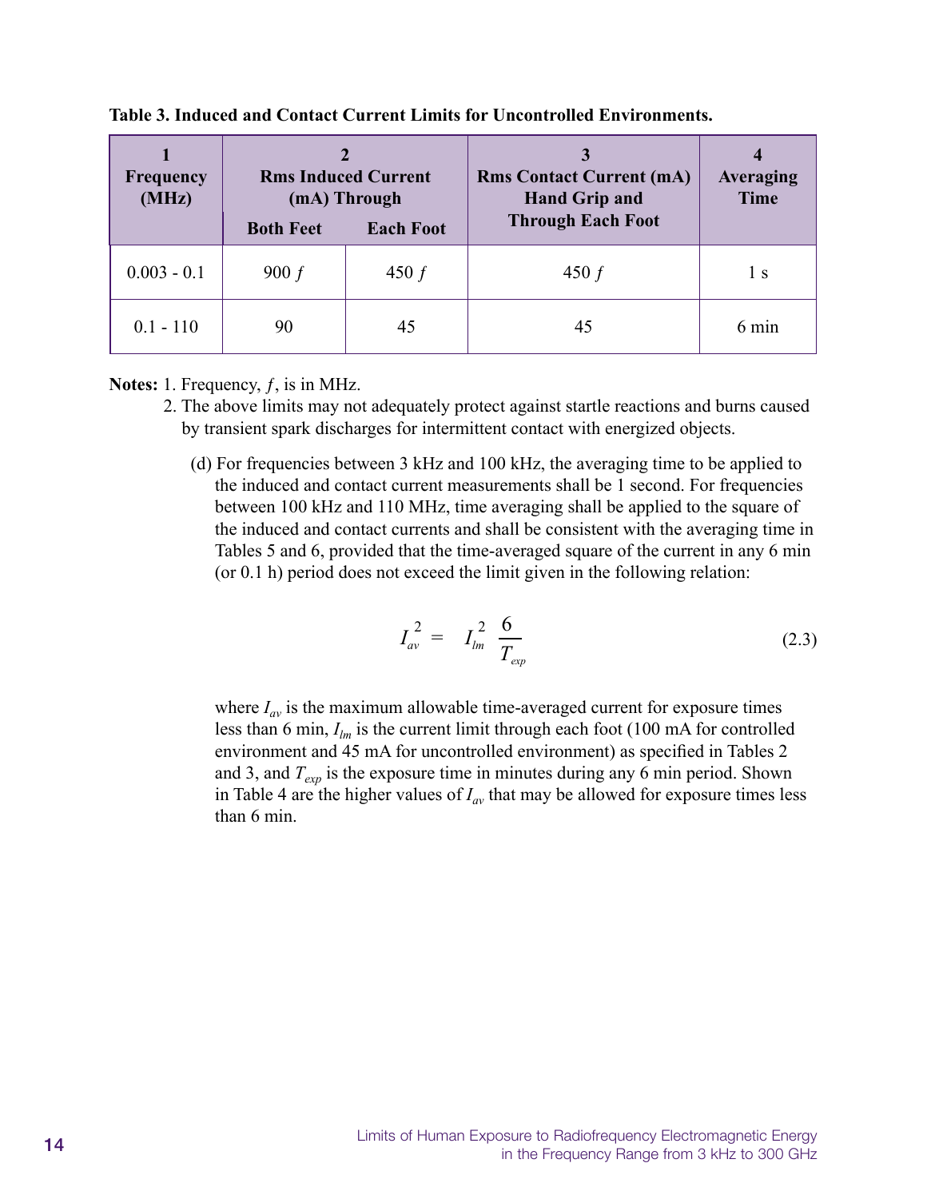**Table 3. Induced and Contact Current Limits for Uncontrolled Environments.**

| 1<br>Frequency (MHz) | 2<br>Rms Induced Current (mA) Through | | 3<br>Rms Contact Current (mA) Hand Grip and Through Each Foot | 4<br>Averaging Time |
|---|---|---|---|---|
| | Both Feet | Each Foot | | |
| 0.003 - 0.1 | 900 $f$ | 450 $f$ | 450 $f$ | 1 s |
| 0.1 - 110 | 90 | 45 | 45 | 6 min |

**Notes:** 1. Frequency, $f$, is in MHz.

2. The above limits may not adequately protect against startle reactions and burns caused by transient spark discharges for intermittent contact with energized objects.

(d) For frequencies between 3 kHz and 100 kHz, the averaging time to be applied to the induced and contact current measurements shall be 1 second. For frequencies between 100 kHz and 110 MHz, time averaging shall be applied to the square of the induced and contact currents and shall be consistent with the averaging time in Tables 5 and 6, provided that the time-averaged square of the current in any 6 min (or 0.1 h) period does not exceed the limit given in the following relation:

$$I_{av}^2 = I_{lm}^2 \frac{6}{T_{exp}} \tag{2.3}$$

where $I_{av}$ is the maximum allowable time-averaged current for exposure times less than 6 min, $I_{lm}$ is the current limit through each foot (100 mA for controlled environment and 45 mA for uncontrolled environment) as specified in Tables 2 and 3, and $T_{exp}$ is the exposure time in minutes during any 6 min period. Shown in Table 4 are the higher values of $I_{av}$ that may be allowed for exposure times less than 6 min.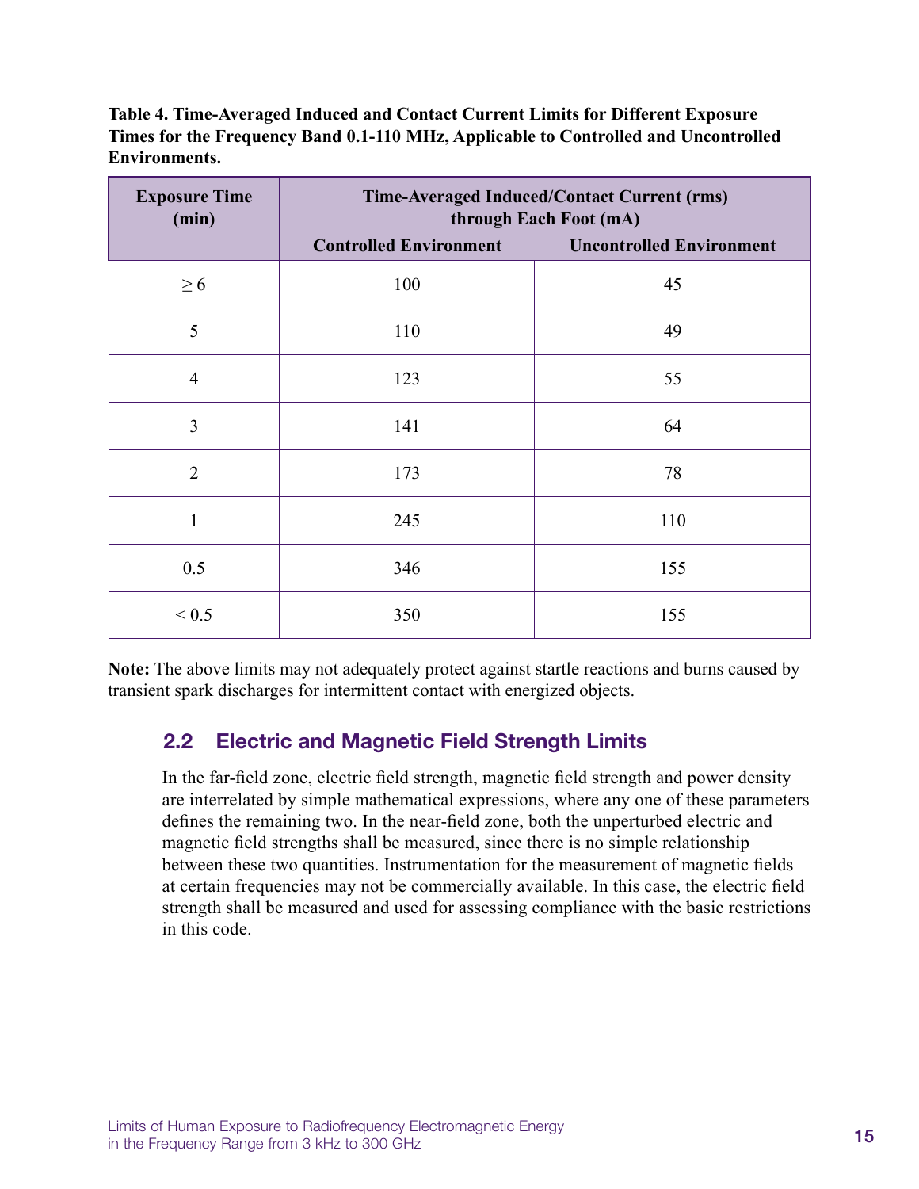**Table 4. Time-Averaged Induced and Contact Current Limits for Different Exposure Times for the Frequency Band 0.1-110 MHz, Applicable to Controlled and Uncontrolled Environments.**

| Exposure Time (min) | Time-Averaged Induced/Contact Current (rms) through Each Foot (mA) | |
|---|---|---|
| | Controlled Environment | Uncontrolled Environment |
| ≥ 6 | 100 | 45 |
| 5 | 110 | 49 |
| 4 | 123 | 55 |
| 3 | 141 | 64 |
| 2 | 173 | 78 |
| 1 | 245 | 110 |
| 0.5 | 346 | 155 |
| < 0.5 | 350 | 155 |

**Note:** The above limits may not adequately protect against startle reactions and burns caused by transient spark discharges for intermittent contact with energized objects.

## 2.2 Electric and Magnetic Field Strength Limits

In the far-field zone, electric field strength, magnetic field strength and power density are interrelated by simple mathematical expressions, where any one of these parameters defines the remaining two. In the near-field zone, both the unperturbed electric and magnetic field strengths shall be measured, since there is no simple relationship between these two quantities. Instrumentation for the measurement of magnetic fields at certain frequencies may not be commercially available. In this case, the electric field strength shall be measured and used for assessing compliance with the basic restrictions in this code.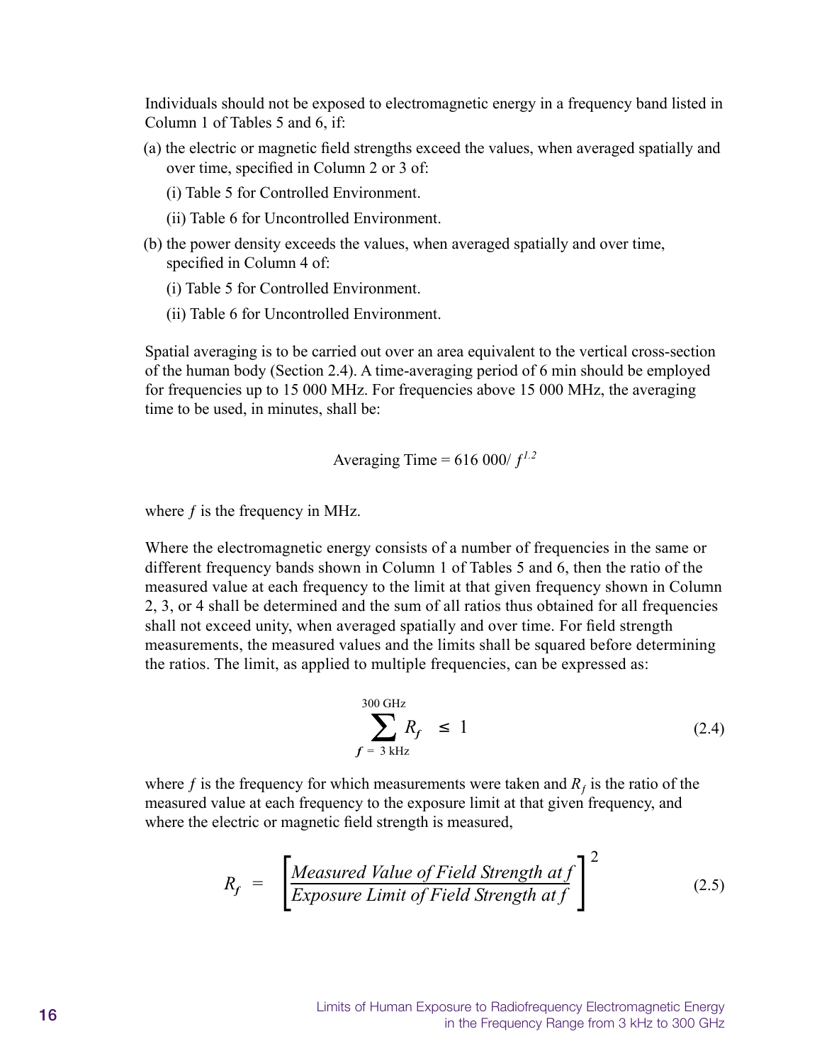Individuals should not be exposed to electromagnetic energy in a frequency band listed in Column 1 of Tables 5 and 6, if:

(a) the electric or magnetic field strengths exceed the values, when averaged spatially and over time, specified in Column 2 or 3 of:

  (i) Table 5 for Controlled Environment.

  (ii) Table 6 for Uncontrolled Environment.

(b) the power density exceeds the values, when averaged spatially and over time, specified in Column 4 of:

  (i) Table 5 for Controlled Environment.

  (ii) Table 6 for Uncontrolled Environment.

Spatial averaging is to be carried out over an area equivalent to the vertical cross-section of the human body (Section 2.4). A time-averaging period of 6 min should be employed for frequencies up to 15 000 MHz. For frequencies above 15 000 MHz, the averaging time to be used, in minutes, shall be:

$$\text{Averaging Time} = 616\,000/\,f^{1.2}$$

where $f$ is the frequency in MHz.

Where the electromagnetic energy consists of a number of frequencies in the same or different frequency bands shown in Column 1 of Tables 5 and 6, then the ratio of the measured value at each frequency to the limit at that given frequency shown in Column 2, 3, or 4 shall be determined and the sum of all ratios thus obtained for all frequencies shall not exceed unity, when averaged spatially and over time. For field strength measurements, the measured values and the limits shall be squared before determining the ratios. The limit, as applied to multiple frequencies, can be expressed as:

$$\sum_{f\,=\,3\text{ kHz}}^{300\text{ GHz}} R_f \;\leq\; 1 \qquad (2.4)$$

where $f$ is the frequency for which measurements were taken and $R_f$ is the ratio of the measured value at each frequency to the exposure limit at that given frequency, and where the electric or magnetic field strength is measured,

$$R_f \;=\; \left[\frac{\textit{Measured Value of Field Strength at } f}{\textit{Exposure Limit of Field Strength at } f}\right]^2 \qquad (2.5)$$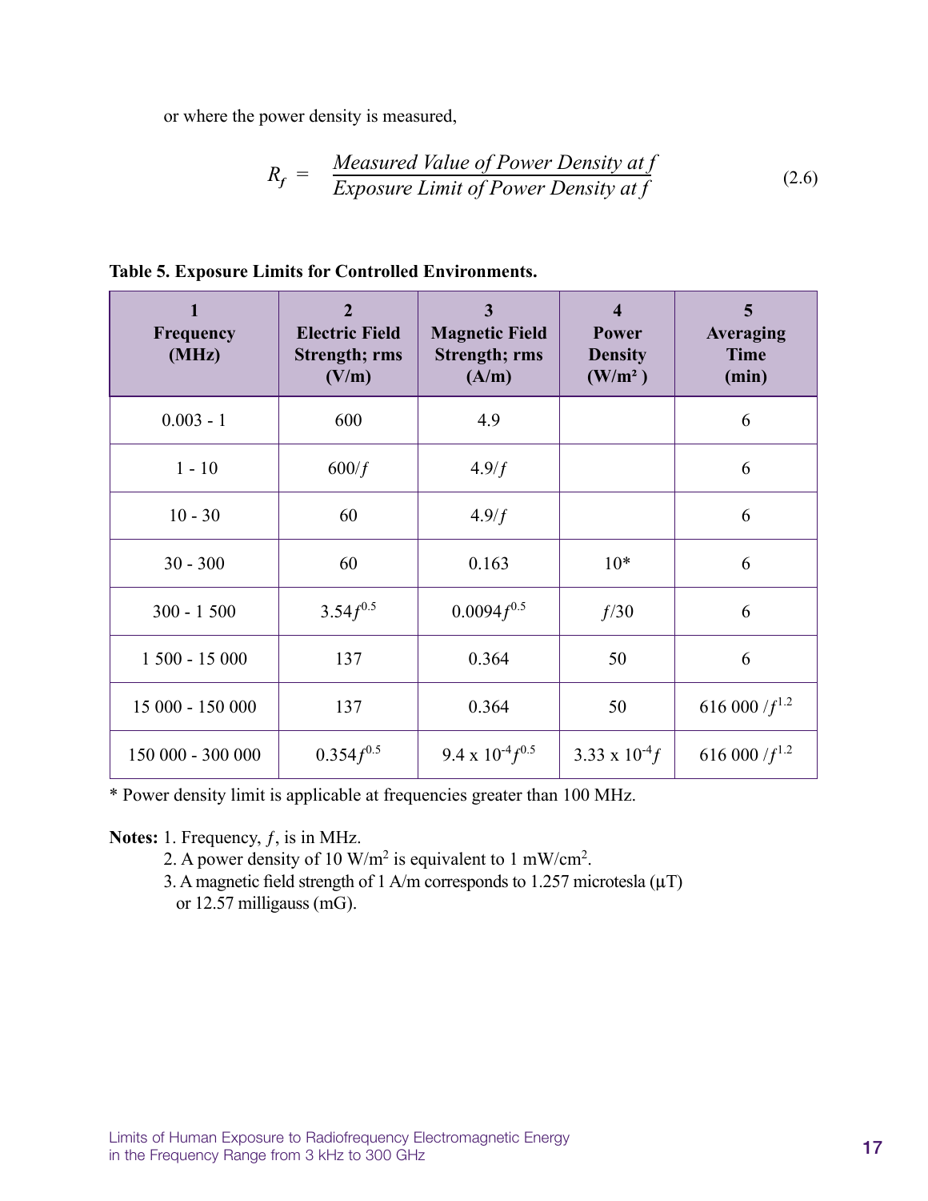or where the power density is measured,

$$R_f = \frac{\textit{Measured Value of Power Density at } f}{\textit{Exposure Limit of Power Density at } f} \tag{2.6}$$

**Table 5. Exposure Limits for Controlled Environments.**

| 1<br>Frequency<br>(MHz) | 2<br>Electric Field Strength; rms<br>(V/m) | 3<br>Magnetic Field Strength; rms<br>(A/m) | 4<br>Power Density<br>(W/m²) | 5<br>Averaging Time<br>(min) |
|---|---|---|---|---|
| 0.003 - 1 | 600 | 4.9 | | 6 |
| 1 - 10 | $600/f$ | $4.9/f$ | | 6 |
| 10 - 30 | 60 | $4.9/f$ | | 6 |
| 30 - 300 | 60 | 0.163 | 10* | 6 |
| 300 - 1 500 | $3.54f^{0.5}$ | $0.0094f^{0.5}$ | $f/30$ | 6 |
| 1 500 - 15 000 | 137 | 0.364 | 50 | 6 |
| 15 000 - 150 000 | 137 | 0.364 | 50 | $616\,000/f^{1.2}$ |
| 150 000 - 300 000 | $0.354f^{0.5}$ | $9.4 \times 10^{-4}f^{0.5}$ | $3.33 \times 10^{-4}f$ | $616\,000/f^{1.2}$ |

\* Power density limit is applicable at frequencies greater than 100 MHz.

**Notes:** 1. Frequency, $f$, is in MHz.

2. A power density of 10 W/m² is equivalent to 1 mW/cm².
3. A magnetic field strength of 1 A/m corresponds to 1.257 microtesla (μT) or 12.57 milligauss (mG).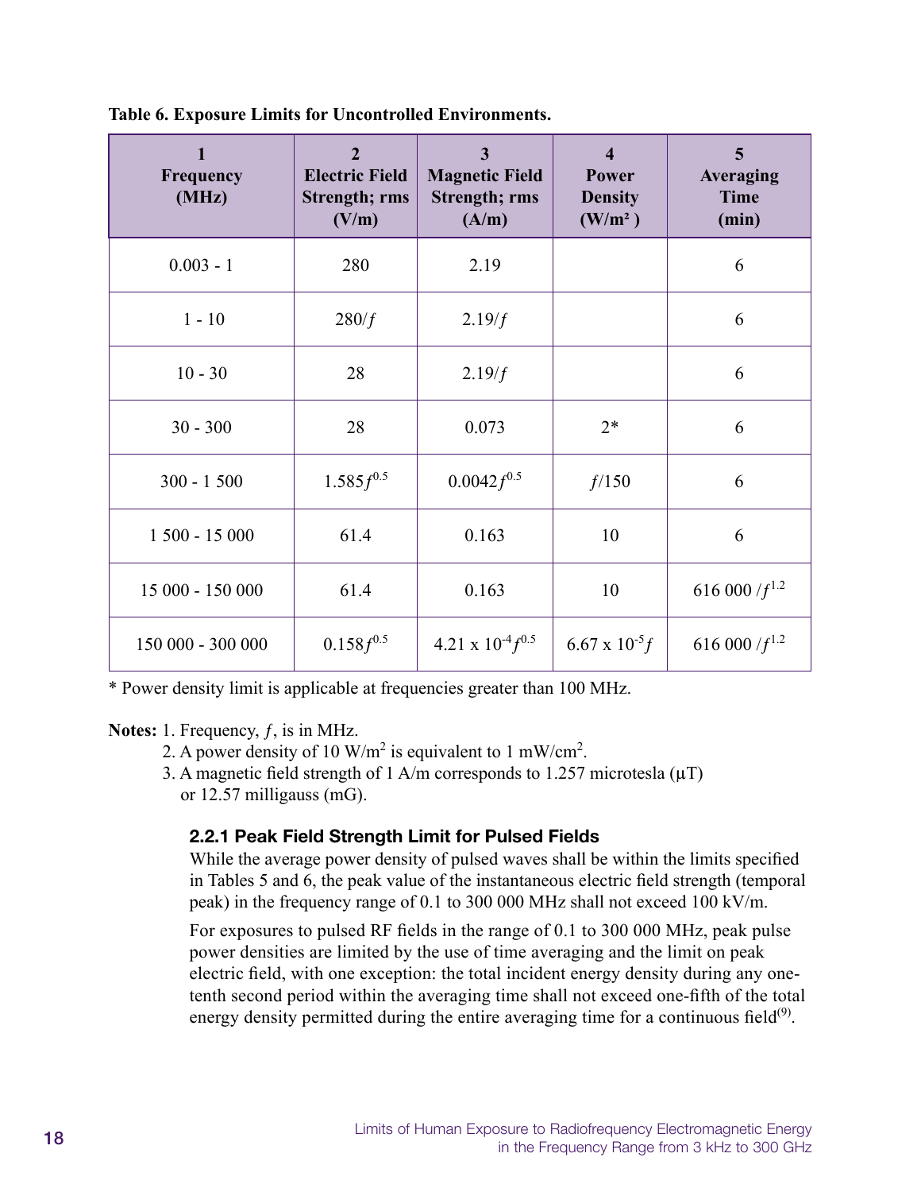**Table 6. Exposure Limits for Uncontrolled Environments.**

| 1 Frequency (MHz) | 2 Electric Field Strength; rms (V/m) | 3 Magnetic Field Strength; rms (A/m) | 4 Power Density (W/m²) | 5 Averaging Time (min) |
|---|---|---|---|---|
| 0.003 - 1 | 280 | 2.19 | | 6 |
| 1 - 10 | $280/f$ | $2.19/f$ | | 6 |
| 10 - 30 | 28 | $2.19/f$ | | 6 |
| 30 - 300 | 28 | 0.073 | 2* | 6 |
| 300 - 1 500 | $1.585f^{0.5}$ | $0.0042f^{0.5}$ | $f/150$ | 6 |
| 1 500 - 15 000 | 61.4 | 0.163 | 10 | 6 |
| 15 000 - 150 000 | 61.4 | 0.163 | 10 | $616\ 000/f^{1.2}$ |
| 150 000 - 300 000 | $0.158f^{0.5}$ | $4.21 \times 10^{-4}f^{0.5}$ | $6.67 \times 10^{-5}f$ | $616\ 000/f^{1.2}$ |

* Power density limit is applicable at frequencies greater than 100 MHz.

**Notes:** 1. Frequency, $f$, is in MHz.
2. A power density of 10 W/m² is equivalent to 1 mW/cm².
3. A magnetic field strength of 1 A/m corresponds to 1.257 microtesla (μT) or 12.57 milligauss (mG).

### 2.2.1 Peak Field Strength Limit for Pulsed Fields

While the average power density of pulsed waves shall be within the limits specified in Tables 5 and 6, the peak value of the instantaneous electric field strength (temporal peak) in the frequency range of 0.1 to 300 000 MHz shall not exceed 100 kV/m.

For exposures to pulsed RF fields in the range of 0.1 to 300 000 MHz, peak pulse power densities are limited by the use of time averaging and the limit on peak electric field, with one exception: the total incident energy density during any one-tenth second period within the averaging time shall not exceed one-fifth of the total energy density permitted during the entire averaging time for a continuous field[9].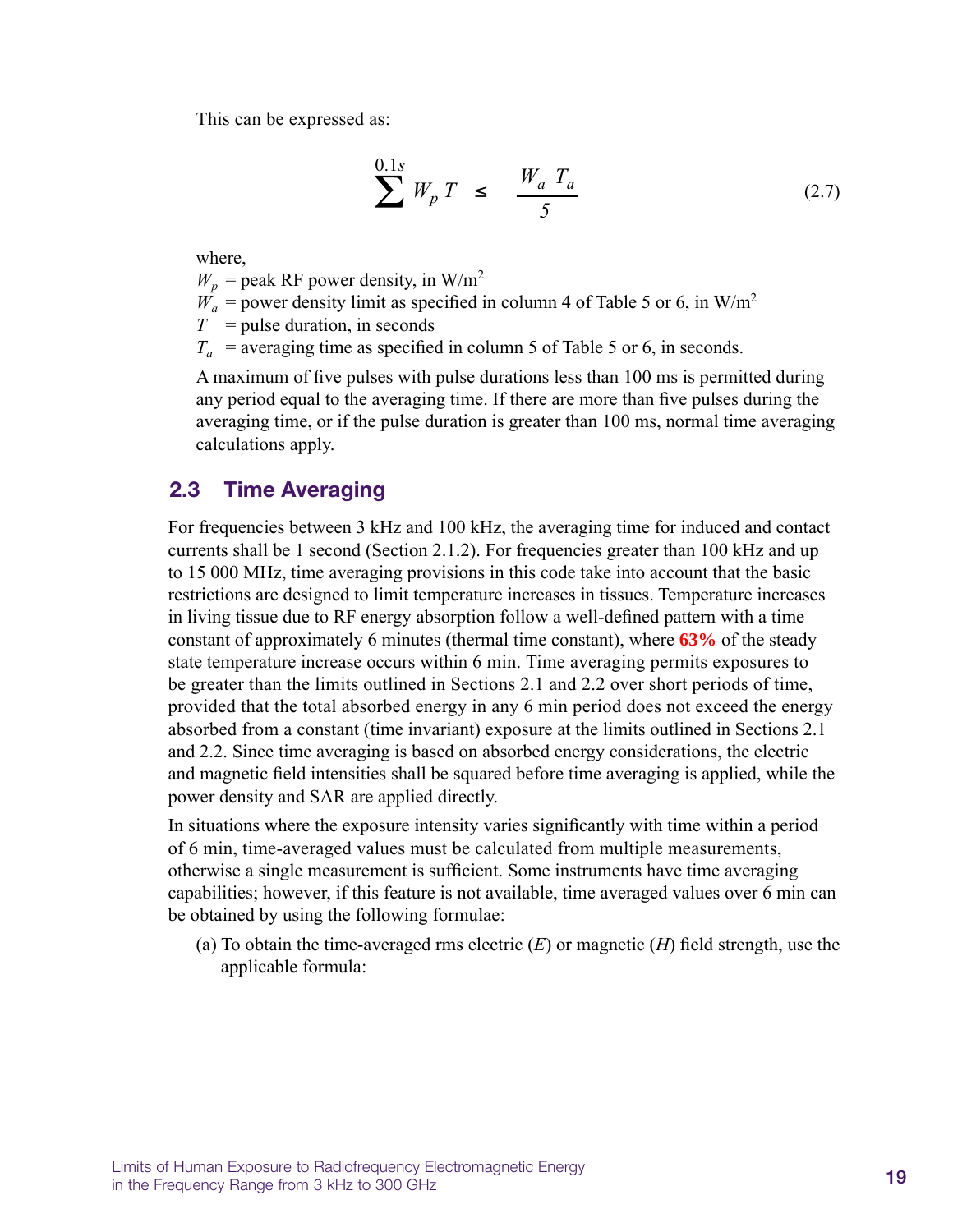This can be expressed as:

$$\sum^{0.1s} W_p T \leq \frac{W_a T_a}{5} \tag{2.7}$$

where,

$W_p$ = peak RF power density, in W/m$^2$
$W_a$ = power density limit as specified in column 4 of Table 5 or 6, in W/m$^2$
$T$ = pulse duration, in seconds
$T_a$ = averaging time as specified in column 5 of Table 5 or 6, in seconds.

A maximum of five pulses with pulse durations less than 100 ms is permitted during any period equal to the averaging time. If there are more than five pulses during the averaging time, or if the pulse duration is greater than 100 ms, normal time averaging calculations apply.

## 2.3 Time Averaging

For frequencies between 3 kHz and 100 kHz, the averaging time for induced and contact currents shall be 1 second (Section 2.1.2). For frequencies greater than 100 kHz and up to 15 000 MHz, time averaging provisions in this code take into account that the basic restrictions are designed to limit temperature increases in tissues. Temperature increases in living tissue due to RF energy absorption follow a well-defined pattern with a time constant of approximately 6 minutes (thermal time constant), where **63%** of the steady state temperature increase occurs within 6 min. Time averaging permits exposures to be greater than the limits outlined in Sections 2.1 and 2.2 over short periods of time, provided that the total absorbed energy in any 6 min period does not exceed the energy absorbed from a constant (time invariant) exposure at the limits outlined in Sections 2.1 and 2.2. Since time averaging is based on absorbed energy considerations, the electric and magnetic field intensities shall be squared before time averaging is applied, while the power density and SAR are applied directly.

In situations where the exposure intensity varies significantly with time within a period of 6 min, time-averaged values must be calculated from multiple measurements, otherwise a single measurement is sufficient. Some instruments have time averaging capabilities; however, if this feature is not available, time averaged values over 6 min can be obtained by using the following formulae:

(a) To obtain the time-averaged rms electric ($E$) or magnetic ($H$) field strength, use the applicable formula: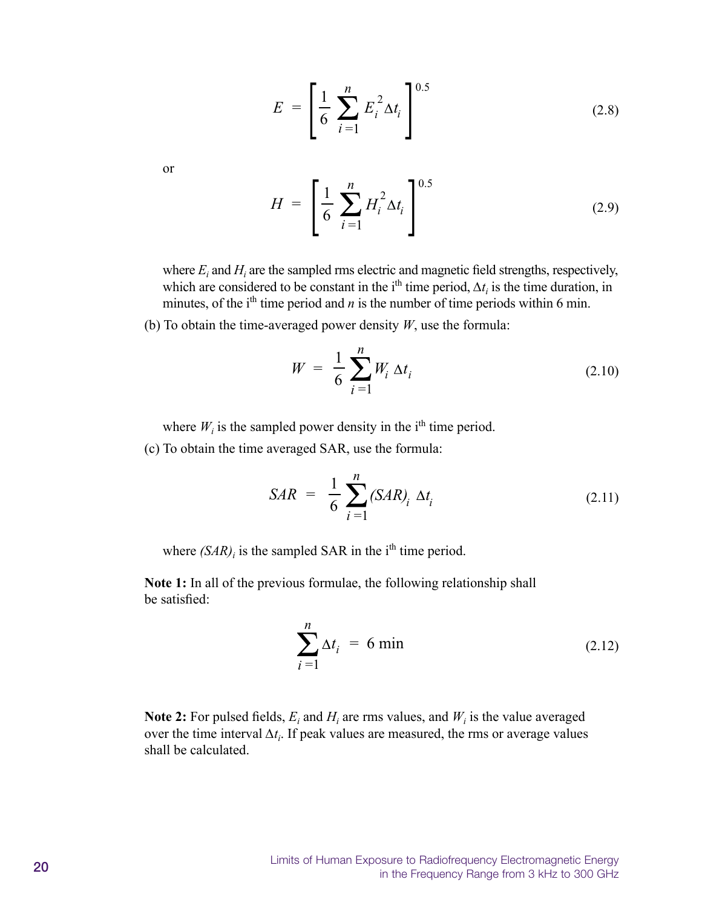$$E = \left[ \frac{1}{6} \sum_{i=1}^{n} E_i^2 \Delta t_i \right]^{0.5} \tag{2.8}$$

or

$$H = \left[ \frac{1}{6} \sum_{i=1}^{n} H_i^2 \Delta t_i \right]^{0.5} \tag{2.9}$$

where $E_i$ and $H_i$ are the sampled rms electric and magnetic field strengths, respectively, which are considered to be constant in the i[th] time period, $\Delta t_i$ is the time duration, in minutes, of the i[th] time period and $n$ is the number of time periods within 6 min.

(b) To obtain the time-averaged power density $W$, use the formula:

$$W = \frac{1}{6} \sum_{i=1}^{n} W_i \, \Delta t_i \tag{2.10}$$

where $W_i$ is the sampled power density in the i[th] time period.

(c) To obtain the time averaged SAR, use the formula:

$$SAR = \frac{1}{6} \sum_{i=1}^{n} (SAR)_i \, \Delta t_i \tag{2.11}$$

where $(SAR)_i$ is the sampled SAR in the i[th] time period.

**Note 1:** In all of the previous formulae, the following relationship shall be satisfied:

$$\sum_{i=1}^{n} \Delta t_i = 6 \text{ min} \tag{2.12}$$

**Note 2:** For pulsed fields, $E_i$ and $H_i$ are rms values, and $W_i$ is the value averaged over the time interval $\Delta t_i$. If peak values are measured, the rms or average values shall be calculated.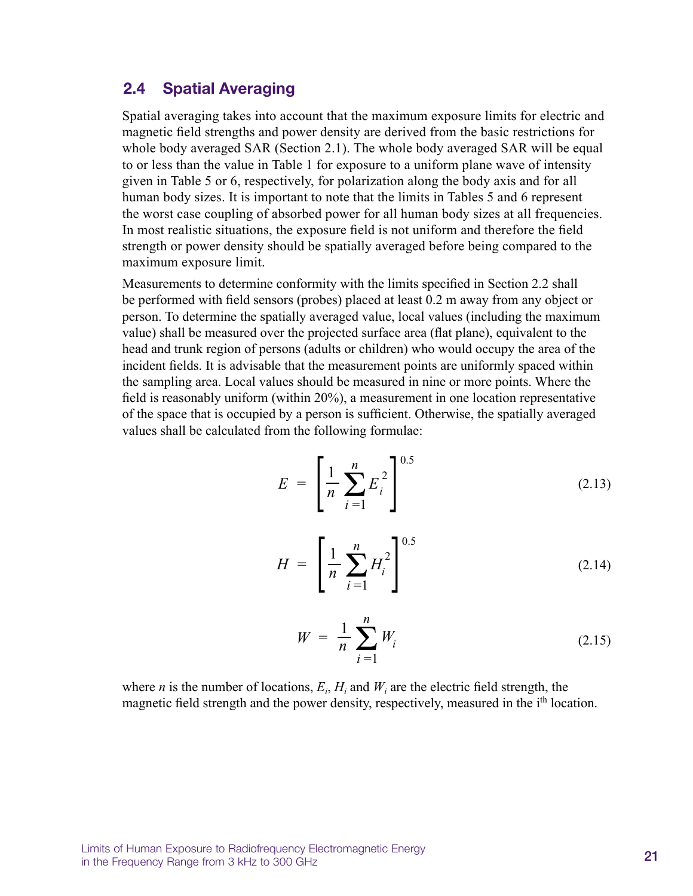## 2.4 Spatial Averaging

Spatial averaging takes into account that the maximum exposure limits for electric and magnetic field strengths and power density are derived from the basic restrictions for whole body averaged SAR (Section 2.1). The whole body averaged SAR will be equal to or less than the value in Table 1 for exposure to a uniform plane wave of intensity given in Table 5 or 6, respectively, for polarization along the body axis and for all human body sizes. It is important to note that the limits in Tables 5 and 6 represent the worst case coupling of absorbed power for all human body sizes at all frequencies. In most realistic situations, the exposure field is not uniform and therefore the field strength or power density should be spatially averaged before being compared to the maximum exposure limit.

Measurements to determine conformity with the limits specified in Section 2.2 shall be performed with field sensors (probes) placed at least 0.2 m away from any object or person. To determine the spatially averaged value, local values (including the maximum value) shall be measured over the projected surface area (flat plane), equivalent to the head and trunk region of persons (adults or children) who would occupy the area of the incident fields. It is advisable that the measurement points are uniformly spaced within the sampling area. Local values should be measured in nine or more points. Where the field is reasonably uniform (within 20%), a measurement in one location representative of the space that is occupied by a person is sufficient. Otherwise, the spatially averaged values shall be calculated from the following formulae:

$$E = \left[ \frac{1}{n} \sum_{i=1}^{n} E_i^2 \right]^{0.5} \tag{2.13}$$

$$H = \left[ \frac{1}{n} \sum_{i=1}^{n} H_i^2 \right]^{0.5} \tag{2.14}$$

$$W = \frac{1}{n} \sum_{i=1}^{n} W_i \tag{2.15}$$

where $n$ is the number of locations, $E_i$, $H_i$ and $W_i$ are the electric field strength, the magnetic field strength and the power density, respectively, measured in the $i^{th}$ location.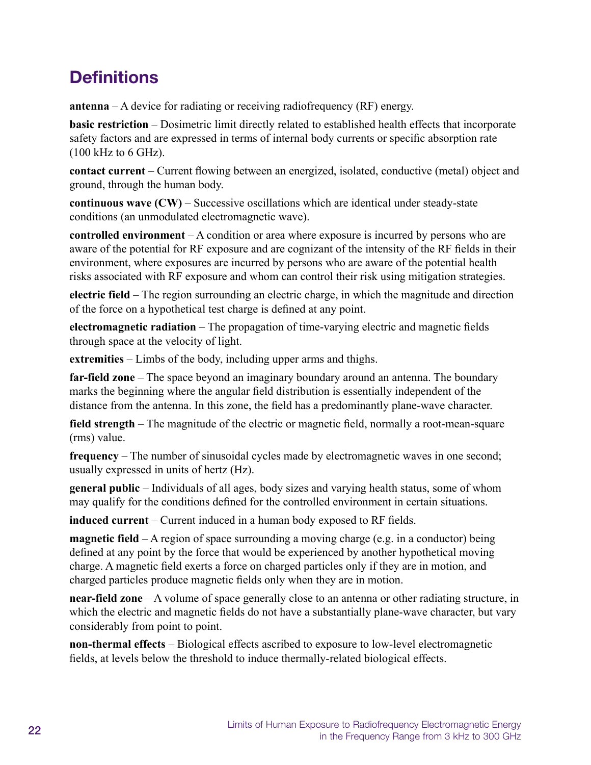## Definitions

**antenna** – A device for radiating or receiving radiofrequency (RF) energy.

**basic restriction** – Dosimetric limit directly related to established health effects that incorporate safety factors and are expressed in terms of internal body currents or specific absorption rate (100 kHz to 6 GHz).

**contact current** – Current flowing between an energized, isolated, conductive (metal) object and ground, through the human body.

**continuous wave (CW)** – Successive oscillations which are identical under steady-state conditions (an unmodulated electromagnetic wave).

**controlled environment** – A condition or area where exposure is incurred by persons who are aware of the potential for RF exposure and are cognizant of the intensity of the RF fields in their environment, where exposures are incurred by persons who are aware of the potential health risks associated with RF exposure and whom can control their risk using mitigation strategies.

**electric field** – The region surrounding an electric charge, in which the magnitude and direction of the force on a hypothetical test charge is defined at any point.

**electromagnetic radiation** – The propagation of time-varying electric and magnetic fields through space at the velocity of light.

**extremities** – Limbs of the body, including upper arms and thighs.

**far-field zone** – The space beyond an imaginary boundary around an antenna. The boundary marks the beginning where the angular field distribution is essentially independent of the distance from the antenna. In this zone, the field has a predominantly plane-wave character.

**field strength** – The magnitude of the electric or magnetic field, normally a root-mean-square (rms) value.

**frequency** – The number of sinusoidal cycles made by electromagnetic waves in one second; usually expressed in units of hertz (Hz).

**general public** – Individuals of all ages, body sizes and varying health status, some of whom may qualify for the conditions defined for the controlled environment in certain situations.

**induced current** – Current induced in a human body exposed to RF fields.

**magnetic field** – A region of space surrounding a moving charge (e.g. in a conductor) being defined at any point by the force that would be experienced by another hypothetical moving charge. A magnetic field exerts a force on charged particles only if they are in motion, and charged particles produce magnetic fields only when they are in motion.

**near-field zone** – A volume of space generally close to an antenna or other radiating structure, in which the electric and magnetic fields do not have a substantially plane-wave character, but vary considerably from point to point.

**non-thermal effects** – Biological effects ascribed to exposure to low-level electromagnetic fields, at levels below the threshold to induce thermally-related biological effects.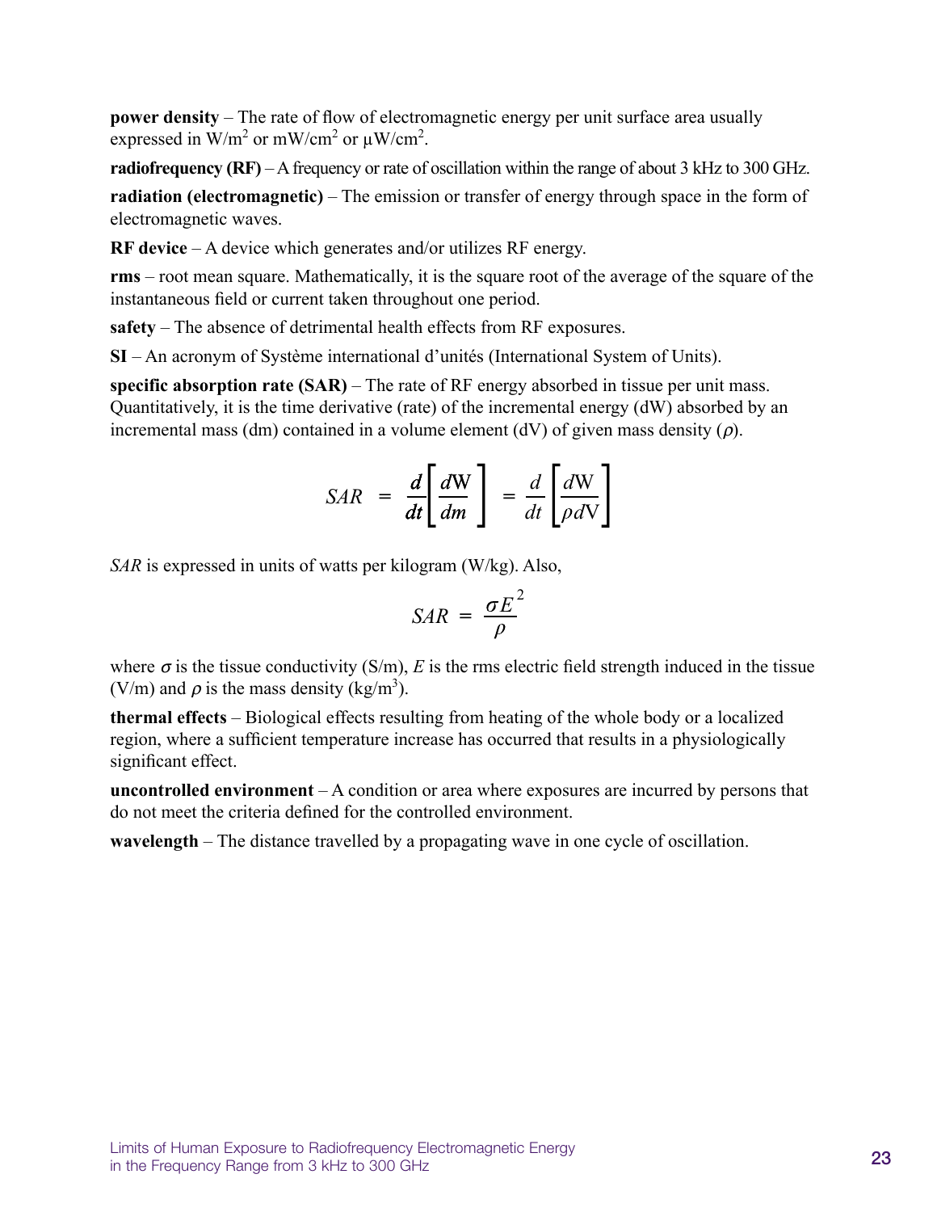**power density** – The rate of flow of electromagnetic energy per unit surface area usually expressed in $W/m^2$ or $mW/cm^2$ or $\mu W/cm^2$.

**radiofrequency (RF)** – A frequency or rate of oscillation within the range of about 3 kHz to 300 GHz.

**radiation (electromagnetic)** – The emission or transfer of energy through space in the form of electromagnetic waves.

**RF device** – A device which generates and/or utilizes RF energy.

**rms** – root mean square. Mathematically, it is the square root of the average of the square of the instantaneous field or current taken throughout one period.

**safety** – The absence of detrimental health effects from RF exposures.

**SI** – An acronym of Système international d'unités (International System of Units).

**specific absorption rate (SAR)** – The rate of RF energy absorbed in tissue per unit mass. Quantitatively, it is the time derivative (rate) of the incremental energy (dW) absorbed by an incremental mass (dm) contained in a volume element (dV) of given mass density ($\rho$).

$$SAR = \frac{d}{dt}\left[\frac{dW}{dm}\right] = \frac{d}{dt}\left[\frac{dW}{\rho dV}\right]$$

*SAR* is expressed in units of watts per kilogram (W/kg). Also,

$$SAR = \frac{\sigma E^2}{\rho}$$

where $\sigma$ is the tissue conductivity (S/m), $E$ is the rms electric field strength induced in the tissue (V/m) and $\rho$ is the mass density ($kg/m^3$).

**thermal effects** – Biological effects resulting from heating of the whole body or a localized region, where a sufficient temperature increase has occurred that results in a physiologically significant effect.

**uncontrolled environment** – A condition or area where exposures are incurred by persons that do not meet the criteria defined for the controlled environment.

**wavelength** – The distance travelled by a propagating wave in one cycle of oscillation.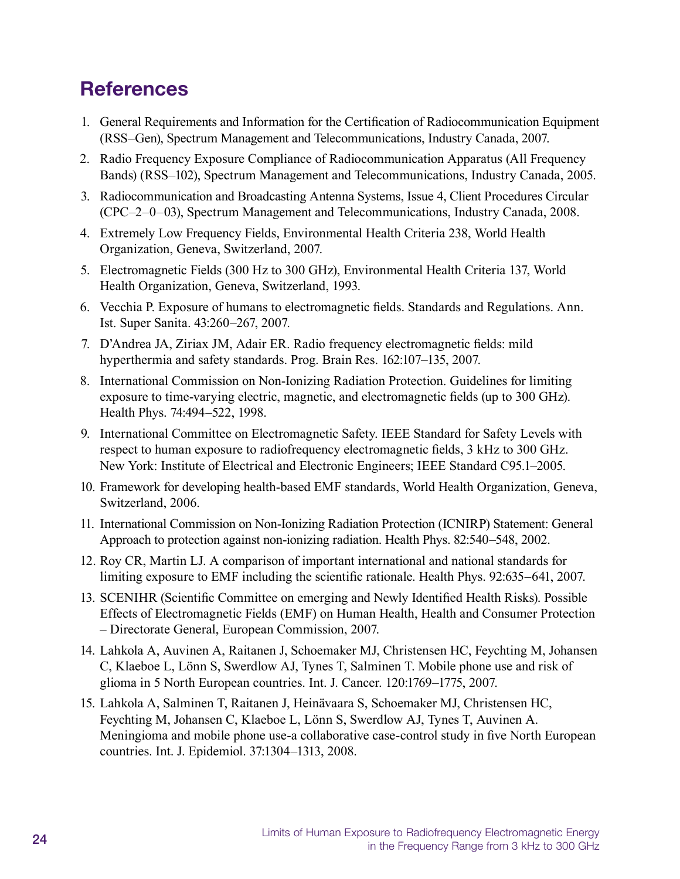## References

1. General Requirements and Information for the Certification of Radiocommunication Equipment (RSS–Gen), Spectrum Management and Telecommunications, Industry Canada, 2007.
2. Radio Frequency Exposure Compliance of Radiocommunication Apparatus (All Frequency Bands) (RSS–102), Spectrum Management and Telecommunications, Industry Canada, 2005.
3. Radiocommunication and Broadcasting Antenna Systems, Issue 4, Client Procedures Circular (CPC–2–0–03), Spectrum Management and Telecommunications, Industry Canada, 2008.
4. Extremely Low Frequency Fields, Environmental Health Criteria 238, World Health Organization, Geneva, Switzerland, 2007.
5. Electromagnetic Fields (300 Hz to 300 GHz), Environmental Health Criteria 137, World Health Organization, Geneva, Switzerland, 1993.
6. Vecchia P. Exposure of humans to electromagnetic fields. Standards and Regulations. Ann. Ist. Super Sanita. 43:260–267, 2007.
7. D'Andrea JA, Ziriax JM, Adair ER. Radio frequency electromagnetic fields: mild hyperthermia and safety standards. Prog. Brain Res. 162:107–135, 2007.
8. International Commission on Non-Ionizing Radiation Protection. Guidelines for limiting exposure to time-varying electric, magnetic, and electromagnetic fields (up to 300 GHz). Health Phys. 74:494–522, 1998.
9. International Committee on Electromagnetic Safety. IEEE Standard for Safety Levels with respect to human exposure to radiofrequency electromagnetic fields, 3 kHz to 300 GHz. New York: Institute of Electrical and Electronic Engineers; IEEE Standard C95.1–2005.
10. Framework for developing health-based EMF standards, World Health Organization, Geneva, Switzerland, 2006.
11. International Commission on Non-Ionizing Radiation Protection (ICNIRP) Statement: General Approach to protection against non-ionizing radiation. Health Phys. 82:540–548, 2002.
12. Roy CR, Martin LJ. A comparison of important international and national standards for limiting exposure to EMF including the scientific rationale. Health Phys. 92:635–641, 2007.
13. SCENIHR (Scientific Committee on emerging and Newly Identified Health Risks). Possible Effects of Electromagnetic Fields (EMF) on Human Health, Health and Consumer Protection – Directorate General, European Commission, 2007.
14. Lahkola A, Auvinen A, Raitanen J, Schoemaker MJ, Christensen HC, Feychting M, Johansen C, Klaeboe L, Lönn S, Swerdlow AJ, Tynes T, Salminen T. Mobile phone use and risk of glioma in 5 North European countries. Int. J. Cancer. 120:1769–1775, 2007.
15. Lahkola A, Salminen T, Raitanen J, Heinävaara S, Schoemaker MJ, Christensen HC, Feychting M, Johansen C, Klaeboe L, Lönn S, Swerdlow AJ, Tynes T, Auvinen A. Meningioma and mobile phone use-a collaborative case-control study in five North European countries. Int. J. Epidemiol. 37:1304–1313, 2008.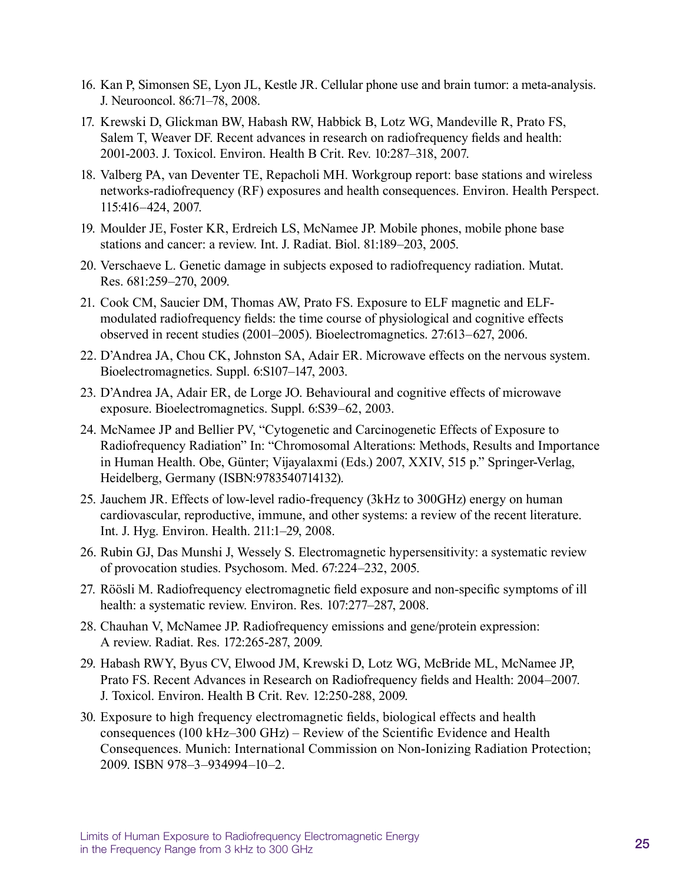16. Kan P, Simonsen SE, Lyon JL, Kestle JR. Cellular phone use and brain tumor: a meta-analysis. J. Neurooncol. 86:71–78, 2008.
17. Krewski D, Glickman BW, Habash RW, Habbick B, Lotz WG, Mandeville R, Prato FS, Salem T, Weaver DF. Recent advances in research on radiofrequency fields and health: 2001-2003. J. Toxicol. Environ. Health B Crit. Rev. 10:287–318, 2007.
18. Valberg PA, van Deventer TE, Repacholi MH. Workgroup report: base stations and wireless networks-radiofrequency (RF) exposures and health consequences. Environ. Health Perspect. 115:416–424, 2007.
19. Moulder JE, Foster KR, Erdreich LS, McNamee JP. Mobile phones, mobile phone base stations and cancer: a review. Int. J. Radiat. Biol. 81:189–203, 2005.
20. Verschaeve L. Genetic damage in subjects exposed to radiofrequency radiation. Mutat. Res. 681:259–270, 2009.
21. Cook CM, Saucier DM, Thomas AW, Prato FS. Exposure to ELF magnetic and ELF-modulated radiofrequency fields: the time course of physiological and cognitive effects observed in recent studies (2001–2005). Bioelectromagnetics. 27:613–627, 2006.
22. D'Andrea JA, Chou CK, Johnston SA, Adair ER. Microwave effects on the nervous system. Bioelectromagnetics. Suppl. 6:S107–147, 2003.
23. D'Andrea JA, Adair ER, de Lorge JO. Behavioural and cognitive effects of microwave exposure. Bioelectromagnetics. Suppl. 6:S39–62, 2003.
24. McNamee JP and Bellier PV, "Cytogenetic and Carcinogenetic Effects of Exposure to Radiofrequency Radiation" In: "Chromosomal Alterations: Methods, Results and Importance in Human Health. Obe, Günter; Vijayalaxmi (Eds.) 2007, XXIV, 515 p." Springer-Verlag, Heidelberg, Germany (ISBN:9783540714132).
25. Jauchem JR. Effects of low-level radio-frequency (3kHz to 300GHz) energy on human cardiovascular, reproductive, immune, and other systems: a review of the recent literature. Int. J. Hyg. Environ. Health. 211:1–29, 2008.
26. Rubin GJ, Das Munshi J, Wessely S. Electromagnetic hypersensitivity: a systematic review of provocation studies. Psychosom. Med. 67:224–232, 2005.
27. Röösli M. Radiofrequency electromagnetic field exposure and non-specific symptoms of ill health: a systematic review. Environ. Res. 107:277–287, 2008.
28. Chauhan V, McNamee JP. Radiofrequency emissions and gene/protein expression: A review. Radiat. Res. 172:265-287, 2009.
29. Habash RWY, Byus CV, Elwood JM, Krewski D, Lotz WG, McBride ML, McNamee JP, Prato FS. Recent Advances in Research on Radiofrequency fields and Health: 2004–2007. J. Toxicol. Environ. Health B Crit. Rev. 12:250-288, 2009.
30. Exposure to high frequency electromagnetic fields, biological effects and health consequences (100 kHz–300 GHz) – Review of the Scientific Evidence and Health Consequences. Munich: International Commission on Non-Ionizing Radiation Protection; 2009. ISBN 978–3–934994–10–2.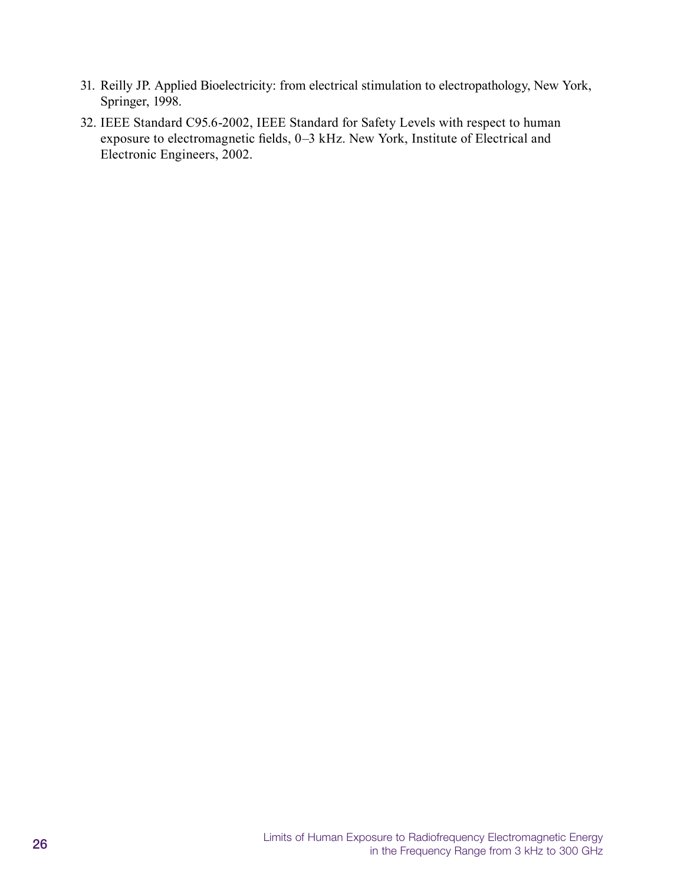31. Reilly JP. Applied Bioelectricity: from electrical stimulation to electropathology, New York, Springer, 1998.
32. IEEE Standard C95.6-2002, IEEE Standard for Safety Levels with respect to human exposure to electromagnetic fields, 0–3 kHz. New York, Institute of Electrical and Electronic Engineers, 2002.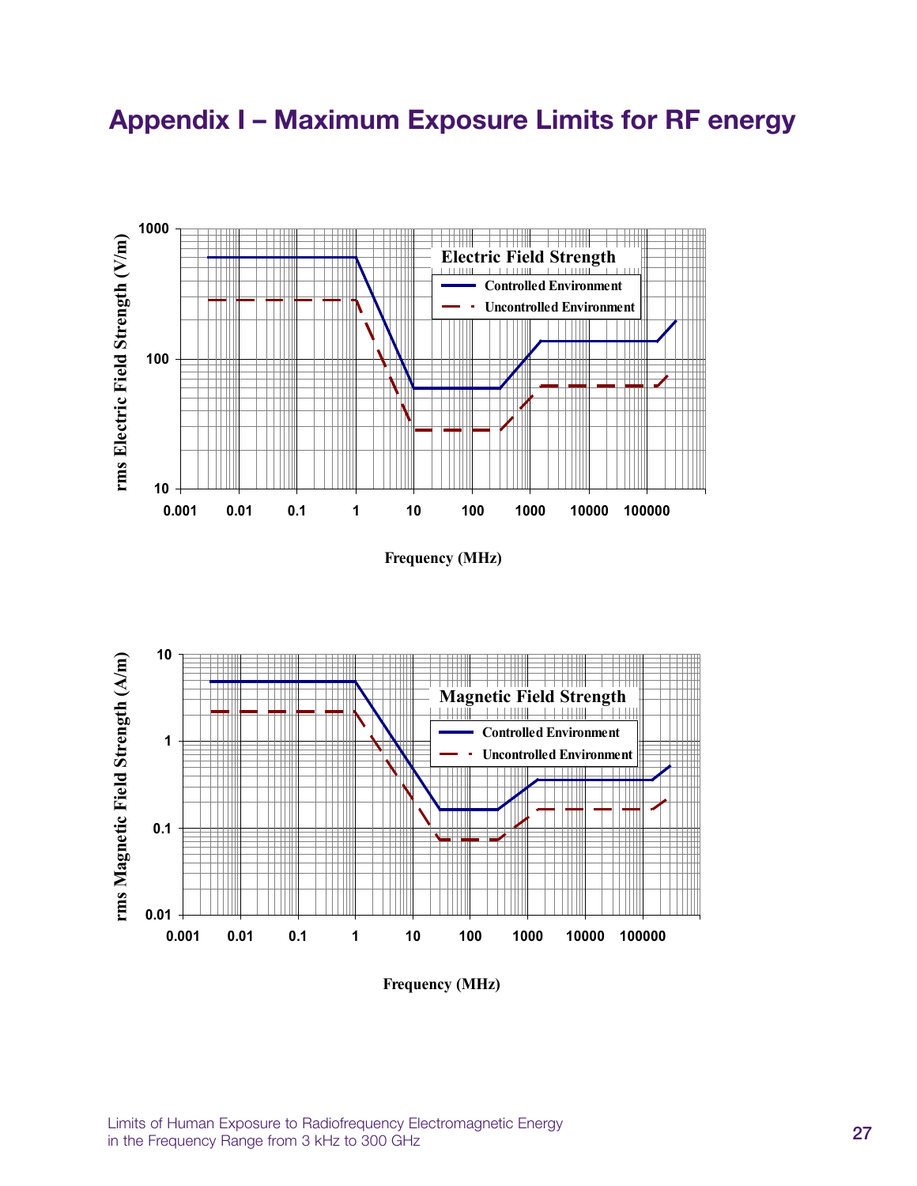# Appendix I – Maximum Exposure Limits for RF energy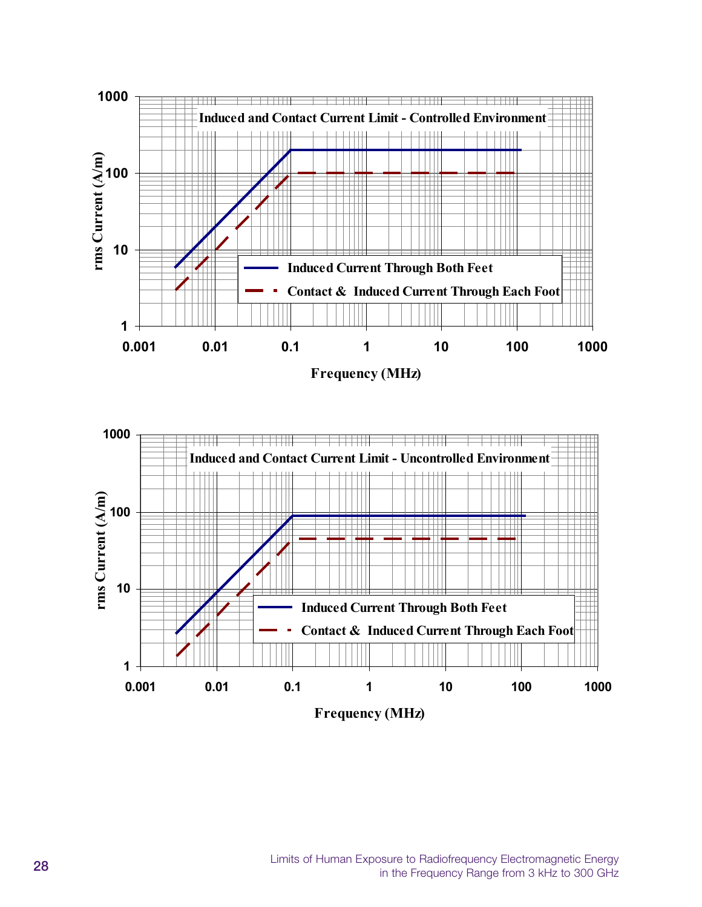Induced and Contact Current Limit - Controlled Environment

rms Current (A/m)

1000

100

10

1

0.001 0.01 0.1 1 10 100 1000

Frequency (MHz)

Induced Current Through Both Feet

Contact & Induced Current Through Each Foot

Induced and Contact Current Limit - Uncontrolled Environment

rms Current (A/m)

1000

100

10

1

0.001 0.01 0.1 1 10 100 1000

Frequency (MHz)

Induced Current Through Both Feet

Contact & Induced Current Through Each Foot